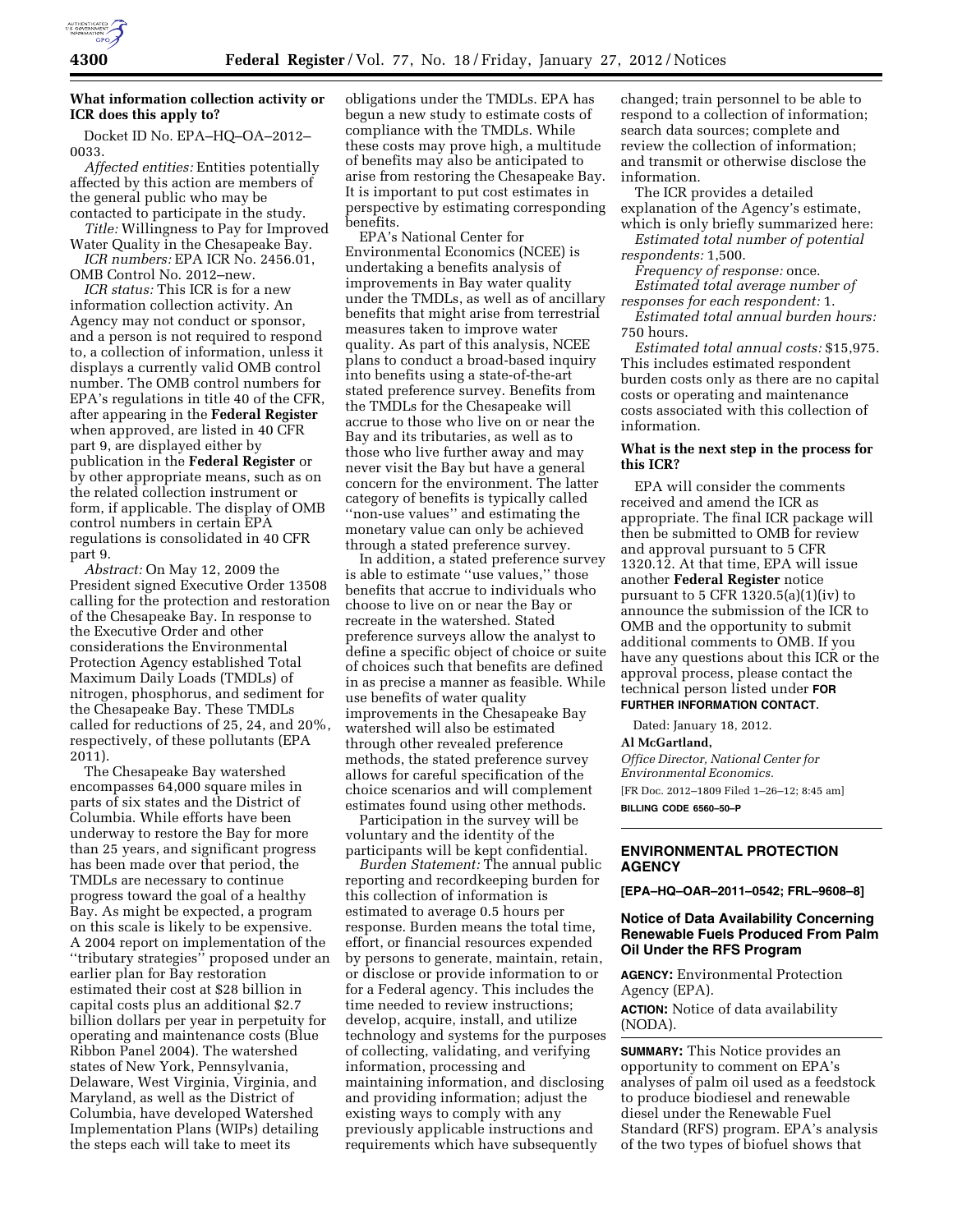**What information collection activity or ICR does this apply to?**

Docket ID No. EPA–HQ–OA–2012–0033.

*Affected entities:* Entities potentially affected by this action are members of the general public who may be contacted to participate in the study.

*Title:* Willingness to Pay for Improved Water Quality in the Chesapeake Bay.

*ICR numbers:* EPA ICR No. 2456.01, OMB Control No. 2012–new.

*ICR status:* This ICR is for a new information collection activity. An Agency may not conduct or sponsor, and a person is not required to respond to, a collection of information, unless it displays a currently valid OMB control number. The OMB control numbers for EPA's regulations in title 40 of the CFR, after appearing in the **Federal Register** when approved, are listed in 40 CFR part 9, are displayed either by publication in the **Federal Register** or by other appropriate means, such as on the related collection instrument or form, if applicable. The display of OMB control numbers in certain EPA regulations is consolidated in 40 CFR part 9.

*Abstract:* On May 12, 2009 the President signed Executive Order 13508 calling for the protection and restoration of the Chesapeake Bay. In response to the Executive Order and other considerations the Environmental Protection Agency established Total Maximum Daily Loads (TMDLs) of nitrogen, phosphorus, and sediment for the Chesapeake Bay. These TMDLs called for reductions of 25, 24, and 20%, respectively, of these pollutants (EPA 2011).

The Chesapeake Bay watershed encompasses 64,000 square miles in parts of six states and the District of Columbia. While efforts have been underway to restore the Bay for more than 25 years, and significant progress has been made over that period, the TMDLs are necessary to continue progress toward the goal of a healthy Bay. As might be expected, a program on this scale is likely to be expensive. A 2004 report on implementation of the ''tributary strategies'' proposed under an earlier plan for Bay restoration estimated their cost at $28 billion in capital costs plus an additional $2.7 billion dollars per year in perpetuity for operating and maintenance costs (Blue Ribbon Panel 2004). The watershed states of New York, Pennsylvania, Delaware, West Virginia, Virginia, and Maryland, as well as the District of Columbia, have developed Watershed Implementation Plans (WIPs) detailing the steps each will take to meet its obligations under the TMDLs. EPA has begun a new study to estimate costs of compliance with the TMDLs. While these costs may prove high, a multitude of benefits may also be anticipated to arise from restoring the Chesapeake Bay. It is important to put cost estimates in perspective by estimating corresponding benefits.

EPA's National Center for Environmental Economics (NCEE) is undertaking a benefits analysis of improvements in Bay water quality under the TMDLs, as well as of ancillary benefits that might arise from terrestrial measures taken to improve water quality. As part of this analysis, NCEE plans to conduct a broad-based inquiry into benefits using a state-of-the-art stated preference survey. Benefits from the TMDLs for the Chesapeake will accrue to those who live on or near the Bay and its tributaries, as well as to those who live further away and may never visit the Bay but have a general concern for the environment. The latter category of benefits is typically called ''non-use values'' and estimating the monetary value can only be achieved through a stated preference survey.

In addition, a stated preference survey is able to estimate ''use values,'' those benefits that accrue to individuals who choose to live on or near the Bay or recreate in the watershed. Stated preference surveys allow the analyst to define a specific object of choice or suite of choices such that benefits are defined in as precise a manner as feasible. While use benefits of water quality improvements in the Chesapeake Bay watershed will also be estimated through other revealed preference methods, the stated preference survey allows for careful specification of the choice scenarios and will complement estimates found using other methods.

Participation in the survey will be voluntary and the identity of the participants will be kept confidential.

*Burden Statement:* The annual public reporting and recordkeeping burden for this collection of information is estimated to average 0.5 hours per response. Burden means the total time, effort, or financial resources expended by persons to generate, maintain, retain, or disclose or provide information to or for a Federal agency. This includes the time needed to review instructions; develop, acquire, install, and utilize technology and systems for the purposes of collecting, validating, and verifying information, processing and maintaining information, and disclosing and providing information; adjust the existing ways to comply with any previously applicable instructions and requirements which have subsequently changed; train personnel to be able to respond to a collection of information; search data sources; complete and review the collection of information; and transmit or otherwise disclose the information.

The ICR provides a detailed explanation of the Agency's estimate, which is only briefly summarized here:

*Estimated total number of potential respondents:* 1,500.

*Frequency of response:* once.

*Estimated total average number of responses for each respondent:* 1.

*Estimated total annual burden hours:* 750 hours.

*Estimated total annual costs:* $15,975. This includes estimated respondent burden costs only as there are no capital costs or operating and maintenance costs associated with this collection of information.

**What is the next step in the process for this ICR?**

EPA will consider the comments received and amend the ICR as appropriate. The final ICR package will then be submitted to OMB for review and approval pursuant to 5 CFR 1320.12. At that time, EPA will issue another **Federal Register** notice pursuant to 5 CFR 1320.5(a)(1)(iv) to announce the submission of the ICR to OMB and the opportunity to submit additional comments to OMB. If you have any questions about this ICR or the approval process, please contact the technical person listed under **FOR FURTHER INFORMATION CONTACT**.

Dated: January 18, 2012.

**Al McGartland,**

*Office Director, National Center for Environmental Economics.*

[FR Doc. 2012–1809 Filed 1–26–12; 8:45 am]

**BILLING CODE 6560–50–P**

## ENVIRONMENTAL PROTECTION AGENCY

**[EPA–HQ–OAR–2011–0542; FRL–9608–8]**

### Notice of Data Availability Concerning Renewable Fuels Produced From Palm Oil Under the RFS Program

**AGENCY:** Environmental Protection Agency (EPA).

**ACTION:** Notice of data availability (NODA).

**SUMMARY:** This Notice provides an opportunity to comment on EPA's analyses of palm oil used as a feedstock to produce biodiesel and renewable diesel under the Renewable Fuel Standard (RFS) program. EPA's analysis of the two types of biofuel shows that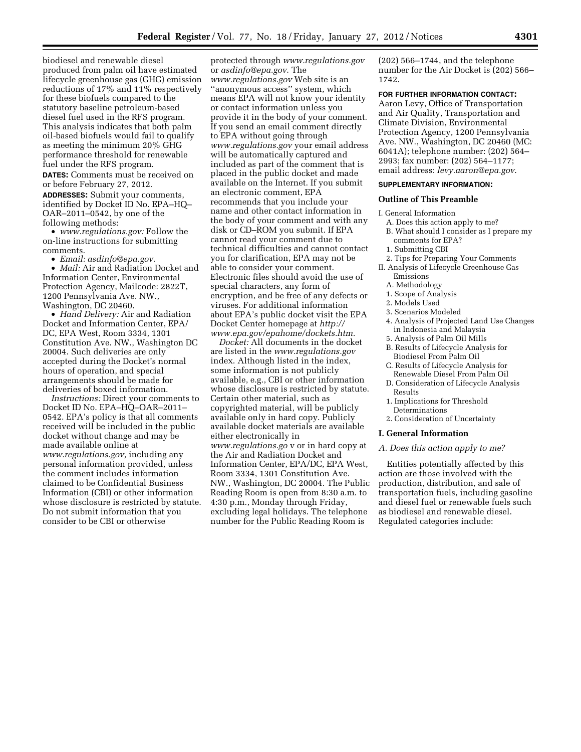biodiesel and renewable diesel produced from palm oil have estimated lifecycle greenhouse gas (GHG) emission reductions of 17% and 11% respectively for these biofuels compared to the statutory baseline petroleum-based diesel fuel used in the RFS program. This analysis indicates that both palm oil-based biofuels would fail to qualify as meeting the minimum 20% GHG performance threshold for renewable fuel under the RFS program.

**DATES:** Comments must be received on or before February 27, 2012.

**ADDRESSES:** Submit your comments, identified by Docket ID No. EPA–HQ–OAR–2011–0542, by one of the following methods:

- *www.regulations.gov:* Follow the on-line instructions for submitting comments.
- *Email: asdinfo@epa.gov.*
- *Mail:* Air and Radiation Docket and Information Center, Environmental Protection Agency, Mailcode: 2822T, 1200 Pennsylvania Ave. NW., Washington, DC 20460.
- *Hand Delivery:* Air and Radiation Docket and Information Center, EPA/DC, EPA West, Room 3334, 1301 Constitution Ave. NW., Washington DC 20004. Such deliveries are only accepted during the Docket's normal hours of operation, and special arrangements should be made for deliveries of boxed information.

*Instructions:* Direct your comments to Docket ID No. EPA–HQ–OAR–2011–0542. EPA's policy is that all comments received will be included in the public docket without change and may be made available online at *www.regulations.gov,* including any personal information provided, unless the comment includes information claimed to be Confidential Business Information (CBI) or other information whose disclosure is restricted by statute. Do not submit information that you consider to be CBI or otherwise protected through *www.regulations.gov* or *asdinfo@epa.gov.* The *www.regulations.gov* Web site is an ''anonymous access'' system, which means EPA will not know your identity or contact information unless you provide it in the body of your comment. If you send an email comment directly to EPA without going through *www.regulations.gov* your email address will be automatically captured and included as part of the comment that is placed in the public docket and made available on the Internet. If you submit an electronic comment, EPA recommends that you include your name and other contact information in the body of your comment and with any disk or CD–ROM you submit. If EPA cannot read your comment due to technical difficulties and cannot contact you for clarification, EPA may not be able to consider your comment. Electronic files should avoid the use of special characters, any form of encryption, and be free of any defects or viruses. For additional information about EPA's public docket visit the EPA Docket Center homepage at *http://www.epa.gov/epahome/dockets.htm.*

*Docket:* All documents in the docket are listed in the *www.regulations.gov* index. Although listed in the index, some information is not publicly available, e.g., CBI or other information whose disclosure is restricted by statute. Certain other material, such as copyrighted material, will be publicly available only in hard copy. Publicly available docket materials are available either electronically in *www.regulations.go* v or in hard copy at the Air and Radiation Docket and Information Center, EPA/DC, EPA West, Room 3334, 1301 Constitution Ave. NW., Washington, DC 20004. The Public Reading Room is open from 8:30 a.m. to 4:30 p.m., Monday through Friday, excluding legal holidays. The telephone number for the Public Reading Room is (202) 566–1744, and the telephone number for the Air Docket is (202) 566–1742.

**FOR FURTHER INFORMATION CONTACT:** Aaron Levy, Office of Transportation and Air Quality, Transportation and Climate Division, Environmental Protection Agency, 1200 Pennsylvania Ave. NW., Washington, DC 20460 (MC: 6041A); telephone number: (202) 564–2993; fax number: (202) 564–1177; email address: *levy.aaron@epa.gov.*

**SUPPLEMENTARY INFORMATION:**

## Outline of This Preamble

I. General Information
  A. Does this action apply to me?
  B. What should I consider as I prepare my comments for EPA?
  1. Submitting CBI
  2. Tips for Preparing Your Comments
II. Analysis of Lifecycle Greenhouse Gas Emissions
  A. Methodology
  1. Scope of Analysis
  2. Models Used
  3. Scenarios Modeled
  4. Analysis of Projected Land Use Changes in Indonesia and Malaysia
  5. Analysis of Palm Oil Mills
  B. Results of Lifecycle Analysis for Biodiesel From Palm Oil
  C. Results of Lifecycle Analysis for Renewable Diesel From Palm Oil
  D. Consideration of Lifecycle Analysis Results
  1. Implications for Threshold Determinations
  2. Consideration of Uncertainty

## I. General Information

### *A. Does this action apply to me?*

Entities potentially affected by this action are those involved with the production, distribution, and sale of transportation fuels, including gasoline and diesel fuel or renewable fuels such as biodiesel and renewable diesel. Regulated categories include: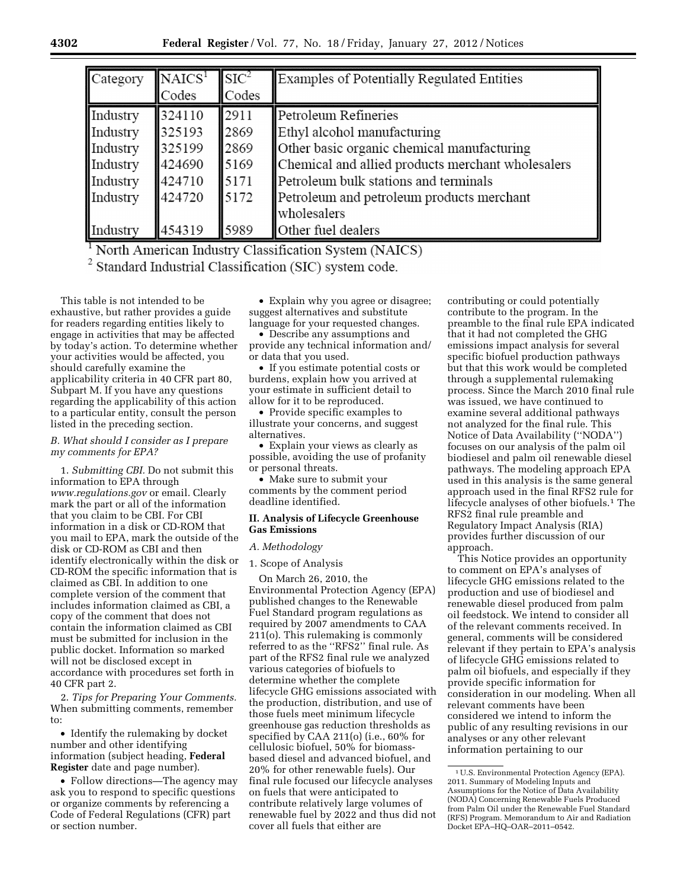| Category | NAICS[1] Codes | SIC[2] Codes | Examples of Potentially Regulated Entities |
|---|---|---|---|
| Industry | 324110 | 2911 | Petroleum Refineries |
| Industry | 325193 | 2869 | Ethyl alcohol manufacturing |
| Industry | 325199 | 2869 | Other basic organic chemical manufacturing |
| Industry | 424690 | 5169 | Chemical and allied products merchant wholesalers |
| Industry | 424710 | 5171 | Petroleum bulk stations and terminals |
| Industry | 424720 | 5172 | Petroleum and petroleum products merchant wholesalers |
| Industry | 454319 | 5989 | Other fuel dealers |

[1] North American Industry Classification System (NAICS)

[2] Standard Industrial Classification (SIC) system code.

This table is not intended to be exhaustive, but rather provides a guide for readers regarding entities likely to engage in activities that may be affected by today's action. To determine whether your activities would be affected, you should carefully examine the applicability criteria in 40 CFR part 80, Subpart M. If you have any questions regarding the applicability of this action to a particular entity, consult the person listed in the preceding section.

### *B. What should I consider as I prepare my comments for EPA?*

1. *Submitting CBI.* Do not submit this information to EPA through *www.regulations.gov* or email. Clearly mark the part or all of the information that you claim to be CBI. For CBI information in a disk or CD-ROM that you mail to EPA, mark the outside of the disk or CD-ROM as CBI and then identify electronically within the disk or CD-ROM the specific information that is claimed as CBI. In addition to one complete version of the comment that includes information claimed as CBI, a copy of the comment that does not contain the information claimed as CBI must be submitted for inclusion in the public docket. Information so marked will not be disclosed except in accordance with procedures set forth in 40 CFR part 2.

2. *Tips for Preparing Your Comments.* When submitting comments, remember to:

- Identify the rulemaking by docket number and other identifying information (subject heading, **Federal Register** date and page number).
- Follow directions—The agency may ask you to respond to specific questions or organize comments by referencing a Code of Federal Regulations (CFR) part or section number.
- Explain why you agree or disagree; suggest alternatives and substitute language for your requested changes.
- Describe any assumptions and provide any technical information and/or data that you used.
- If you estimate potential costs or burdens, explain how you arrived at your estimate in sufficient detail to allow for it to be reproduced.
- Provide specific examples to illustrate your concerns, and suggest alternatives.
- Explain your views as clearly as possible, avoiding the use of profanity or personal threats.
- Make sure to submit your comments by the comment period deadline identified.

## II. Analysis of Lifecycle Greenhouse Gas Emissions

### *A. Methodology*

1. Scope of Analysis

On March 26, 2010, the Environmental Protection Agency (EPA) published changes to the Renewable Fuel Standard program regulations as required by 2007 amendments to CAA 211(o). This rulemaking is commonly referred to as the ''RFS2'' final rule. As part of the RFS2 final rule we analyzed various categories of biofuels to determine whether the complete lifecycle GHG emissions associated with the production, distribution, and use of those fuels meet minimum lifecycle greenhouse gas reduction thresholds as specified by CAA 211(o) (i.e., 60% for cellulosic biofuel, 50% for biomass-based diesel and advanced biofuel, and 20% for other renewable fuels). Our final rule focused our lifecycle analyses on fuels that were anticipated to contribute relatively large volumes of renewable fuel by 2022 and thus did not cover all fuels that either are contributing or could potentially contribute to the program. In the preamble to the final rule EPA indicated that it had not completed the GHG emissions impact analysis for several specific biofuel production pathways but that this work would be completed through a supplemental rulemaking process. Since the March 2010 final rule was issued, we have continued to examine several additional pathways not analyzed for the final rule. This Notice of Data Availability (''NODA'') focuses on our analysis of the palm oil biodiesel and palm oil renewable diesel pathways. The modeling approach EPA used in this analysis is the same general approach used in the final RFS2 rule for lifecycle analyses of other biofuels.[1] The RFS2 final rule preamble and Regulatory Impact Analysis (RIA) provides further discussion of our approach.

This Notice provides an opportunity to comment on EPA's analyses of lifecycle GHG emissions related to the production and use of biodiesel and renewable diesel produced from palm oil feedstock. We intend to consider all of the relevant comments received. In general, comments will be considered relevant if they pertain to EPA's analysis of lifecycle GHG emissions related to palm oil biofuels, and especially if they provide specific information for consideration in our modeling. When all relevant comments have been considered we intend to inform the public of any resulting revisions in our analyses or any other relevant information pertaining to our

[1] U.S. Environmental Protection Agency (EPA). 2011. Summary of Modeling Inputs and Assumptions for the Notice of Data Availability (NODA) Concerning Renewable Fuels Produced from Palm Oil under the Renewable Fuel Standard (RFS) Program. Memorandum to Air and Radiation Docket EPA–HQ–OAR–2011–0542.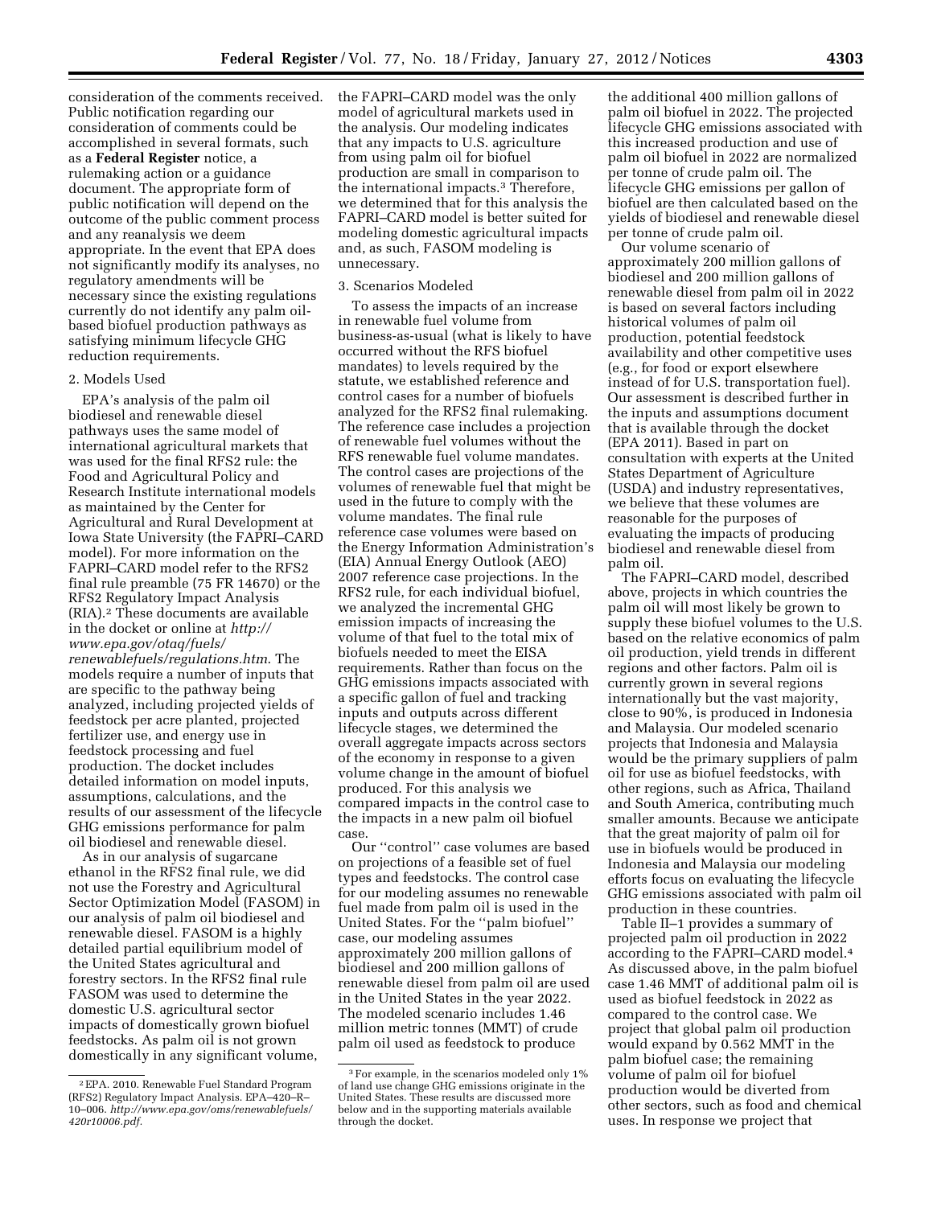consideration of the comments received. Public notification regarding our consideration of comments could be accomplished in several formats, such as a **Federal Register** notice, a rulemaking action or a guidance document. The appropriate form of public notification will depend on the outcome of the public comment process and any reanalysis we deem appropriate. In the event that EPA does not significantly modify its analyses, no regulatory amendments will be necessary since the existing regulations currently do not identify any palm oil-based biofuel production pathways as satisfying minimum lifecycle GHG reduction requirements.

2. Models Used

EPA's analysis of the palm oil biodiesel and renewable diesel pathways uses the same model of international agricultural markets that was used for the final RFS2 rule: the Food and Agricultural Policy and Research Institute international models as maintained by the Center for Agricultural and Rural Development at Iowa State University (the FAPRI–CARD model). For more information on the FAPRI–CARD model refer to the RFS2 final rule preamble (75 FR 14670) or the RFS2 Regulatory Impact Analysis (RIA).[2] These documents are available in the docket or online at *http://www.epa.gov/otaq/fuels/renewablefuels/regulations.htm*. The models require a number of inputs that are specific to the pathway being analyzed, including projected yields of feedstock per acre planted, projected fertilizer use, and energy use in feedstock processing and fuel production. The docket includes detailed information on model inputs, assumptions, calculations, and the results of our assessment of the lifecycle GHG emissions performance for palm oil biodiesel and renewable diesel.

As in our analysis of sugarcane ethanol in the RFS2 final rule, we did not use the Forestry and Agricultural Sector Optimization Model (FASOM) in our analysis of palm oil biodiesel and renewable diesel. FASOM is a highly detailed partial equilibrium model of the United States agricultural and forestry sectors. In the RFS2 final rule FASOM was used to determine the domestic U.S. agricultural sector impacts of domestically grown biofuel feedstocks. As palm oil is not grown domestically in any significant volume, the FAPRI–CARD model was the only model of agricultural markets used in the analysis. Our modeling indicates that any impacts to U.S. agriculture from using palm oil for biofuel production are small in comparison to the international impacts.[3] Therefore, we determined that for this analysis the FAPRI–CARD model is better suited for modeling domestic agricultural impacts and, as such, FASOM modeling is unnecessary.

3. Scenarios Modeled

To assess the impacts of an increase in renewable fuel volume from business-as-usual (what is likely to have occurred without the RFS biofuel mandates) to levels required by the statute, we established reference and control cases for a number of biofuels analyzed for the RFS2 final rulemaking. The reference case includes a projection of renewable fuel volumes without the RFS renewable fuel volume mandates. The control cases are projections of the volumes of renewable fuel that might be used in the future to comply with the volume mandates. The final rule reference case volumes were based on the Energy Information Administration's (EIA) Annual Energy Outlook (AEO) 2007 reference case projections. In the RFS2 rule, for each individual biofuel, we analyzed the incremental GHG emission impacts of increasing the volume of that fuel to the total mix of biofuels needed to meet the EISA requirements. Rather than focus on the GHG emissions impacts associated with a specific gallon of fuel and tracking inputs and outputs across different lifecycle stages, we determined the overall aggregate impacts across sectors of the economy in response to a given volume change in the amount of biofuel produced. For this analysis we compared impacts in the control case to the impacts in a new palm oil biofuel case.

Our "control" case volumes are based on projections of a feasible set of fuel types and feedstocks. The control case for our modeling assumes no renewable fuel made from palm oil is used in the United States. For the "palm biofuel" case, our modeling assumes approximately 200 million gallons of biodiesel and 200 million gallons of renewable diesel from palm oil are used in the United States in the year 2022. The modeled scenario includes 1.46 million metric tonnes (MMT) of crude palm oil used as feedstock to produce the additional 400 million gallons of palm oil biofuel in 2022. The projected lifecycle GHG emissions associated with this increased production and use of palm oil biofuel in 2022 are normalized per tonne of crude palm oil. The lifecycle GHG emissions per gallon of biofuel are then calculated based on the yields of biodiesel and renewable diesel per tonne of crude palm oil.

Our volume scenario of approximately 200 million gallons of biodiesel and 200 million gallons of renewable diesel from palm oil in 2022 is based on several factors including historical volumes of palm oil production, potential feedstock availability and other competitive uses (e.g., for food or export elsewhere instead of for U.S. transportation fuel). Our assessment is described further in the inputs and assumptions document that is available through the docket (EPA 2011). Based in part on consultation with experts at the United States Department of Agriculture (USDA) and industry representatives, we believe that these volumes are reasonable for the purposes of evaluating the impacts of producing biodiesel and renewable diesel from palm oil.

The FAPRI–CARD model, described above, projects in which countries the palm oil will most likely be grown to supply these biofuel volumes to the U.S. based on the relative economics of palm oil production, yield trends in different regions and other factors. Palm oil is currently grown in several regions internationally but the vast majority, close to 90%, is produced in Indonesia and Malaysia. Our modeled scenario projects that Indonesia and Malaysia would be the primary suppliers of palm oil for use as biofuel feedstocks, with other regions, such as Africa, Thailand and South America, contributing much smaller amounts. Because we anticipate that the great majority of palm oil for use in biofuels would be produced in Indonesia and Malaysia our modeling efforts focus on evaluating the lifecycle GHG emissions associated with palm oil production in these countries.

Table II–1 provides a summary of projected palm oil production in 2022 according to the FAPRI–CARD model.[4] As discussed above, in the palm biofuel case 1.46 MMT of additional palm oil is used as biofuel feedstock in 2022 as compared to the control case. We project that global palm oil production would expand by 0.562 MMT in the palm biofuel case; the remaining volume of palm oil for biofuel production would be diverted from other sectors, such as food and chemical uses. In response we project that

---

[2] EPA. 2010. Renewable Fuel Standard Program (RFS2) Regulatory Impact Analysis. EPA–420–R–10–006. *http://www.epa.gov/oms/renewablefuels/420r10006.pdf*.

[3] For example, in the scenarios modeled only 1% of land use change GHG emissions originate in the United States. These results are discussed more below and in the supporting materials available through the docket.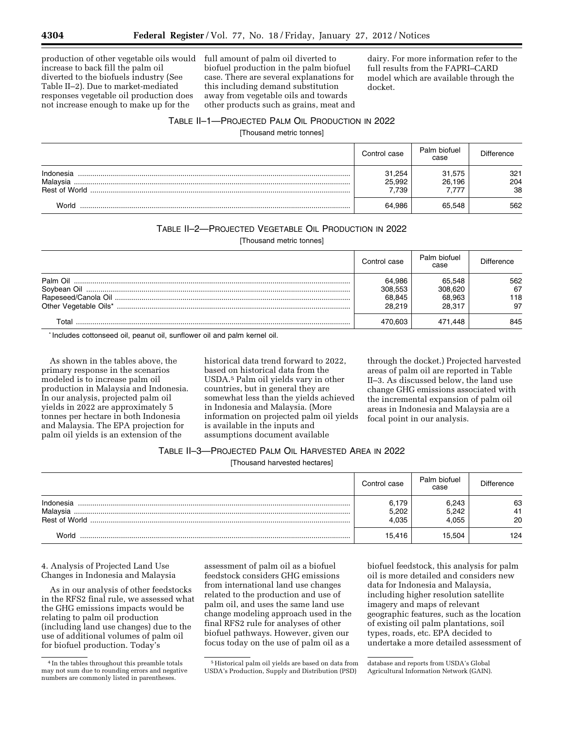production of other vegetable oils would increase to back fill the palm oil diverted to the biofuels industry (See Table II–2). Due to market-mediated responses vegetable oil production does not increase enough to make up for the full amount of palm oil diverted to biofuel production in the palm biofuel case. There are several explanations for this including demand substitution away from vegetable oils and towards other products such as grains, meat and dairy. For more information refer to the full results from the FAPRI–CARD model which are available through the docket.

TABLE II–1—PROJECTED PALM OIL PRODUCTION IN 2022

[Thousand metric tonnes]

| | Control case | Palm biofuel case | Difference |
|---|---|---|---|
| Indonesia | 31,254 | 31,575 | 321 |
| Malaysia | 25,992 | 26,196 | 204 |
| Rest of World | 7,739 | 7,777 | 38 |
| World | 64,986 | 65,548 | 562 |

TABLE II–2—PROJECTED VEGETABLE OIL PRODUCTION IN 2022

[Thousand metric tonnes]

| | Control case | Palm biofuel case | Difference |
|---|---|---|---|
| Palm Oil | 64,986 | 65,548 | 562 |
| Soybean Oil | 308,553 | 308,620 | 67 |
| Rapeseed/Canola Oil | 68,845 | 68,963 | 118 |
| Other Vegetable Oils* | 28,219 | 28,317 | 97 |
| Total | 470,603 | 471,448 | 845 |

*Includes cottonseed oil, peanut oil, sunflower oil and palm kernel oil.

As shown in the tables above, the primary response in the scenarios modeled is to increase palm oil production in Malaysia and Indonesia. In our analysis, projected palm oil yields in 2022 are approximately 5 tonnes per hectare in both Indonesia and Malaysia. The EPA projection for palm oil yields is an extension of the historical data trend forward to 2022, based on historical data from the USDA.[5] Palm oil yields vary in other countries, but in general they are somewhat less than the yields achieved in Indonesia and Malaysia. (More information on projected palm oil yields is available in the inputs and assumptions document available through the docket.) Projected harvested areas of palm oil are reported in Table II–3. As discussed below, the land use change GHG emissions associated with the incremental expansion of palm oil areas in Indonesia and Malaysia are a focal point in our analysis.

TABLE II–3—PROJECTED PALM OIL HARVESTED AREA IN 2022

[Thousand harvested hectares]

| | Control case | Palm biofuel case | Difference |
|---|---|---|---|
| Indonesia | 6,179 | 6,243 | 63 |
| Malaysia | 5,202 | 5,242 | 41 |
| Rest of World | 4,035 | 4,055 | 20 |
| World | 15,416 | 15,504 | 124 |

4. Analysis of Projected Land Use Changes in Indonesia and Malaysia

As in our analysis of other feedstocks in the RFS2 final rule, we assessed what the GHG emissions impacts would be relating to palm oil production (including land use changes) due to the use of additional volumes of palm oil for biofuel production. Today's assessment of palm oil as a biofuel feedstock considers GHG emissions from international land use changes related to the production and use of palm oil, and uses the same land use change modeling approach used in the final RFS2 rule for analyses of other biofuel pathways. However, given our focus today on the use of palm oil as a biofuel feedstock, this analysis for palm oil is more detailed and considers new data for Indonesia and Malaysia, including higher resolution satellite imagery and maps of relevant geographic features, such as the location of existing oil palm plantations, soil types, roads, etc. EPA decided to undertake a more detailed assessment of

[4] In the tables throughout this preamble totals may not sum due to rounding errors and negative numbers are commonly listed in parentheses.

[5] Historical palm oil yields are based on data from USDA's Production, Supply and Distribution (PSD) database and reports from USDA's Global Agricultural Information Network (GAIN).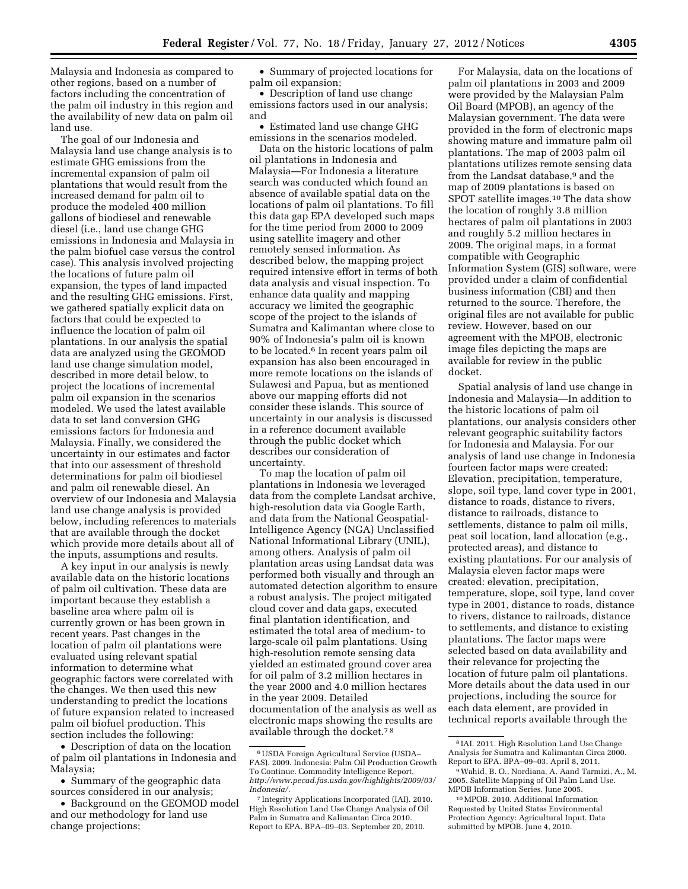Malaysia and Indonesia as compared to other regions, based on a number of factors including the concentration of the palm oil industry in this region and the availability of new data on palm oil land use.

The goal of our Indonesia and Malaysia land use change analysis is to estimate GHG emissions from the incremental expansion of palm oil plantations that would result from the increased demand for palm oil to produce the modeled 400 million gallons of biodiesel and renewable diesel (i.e., land use change GHG emissions in Indonesia and Malaysia in the palm biofuel case versus the control case). This analysis involved projecting the locations of future palm oil expansion, the types of land impacted and the resulting GHG emissions. First, we gathered spatially explicit data on factors that could be expected to influence the location of palm oil plantations. In our analysis the spatial data are analyzed using the GEOMOD land use change simulation model, described in more detail below, to project the locations of incremental palm oil expansion in the scenarios modeled. We used the latest available data to set land conversion GHG emissions factors for Indonesia and Malaysia. Finally, we considered the uncertainty in our estimates and factor that into our assessment of threshold determinations for palm oil biodiesel and palm oil renewable diesel. An overview of our Indonesia and Malaysia land use change analysis is provided below, including references to materials that are available through the docket which provide more details about all of the inputs, assumptions and results.

A key input in our analysis is newly available data on the historic locations of palm oil cultivation. These data are important because they establish a baseline area where palm oil is currently grown or has been grown in recent years. Past changes in the location of palm oil plantations were evaluated using relevant spatial information to determine what geographic factors were correlated with the changes. We then used this new understanding to predict the locations of future expansion related to increased palm oil biofuel production. This section includes the following:

- Description of data on the location of palm oil plantations in Indonesia and Malaysia;
- Summary of the geographic data sources considered in our analysis;
- Background on the GEOMOD model and our methodology for land use change projections;
- Summary of projected locations for palm oil expansion;
- Description of land use change emissions factors used in our analysis; and
- Estimated land use change GHG emissions in the scenarios modeled.

Data on the historic locations of palm oil plantations in Indonesia and Malaysia—For Indonesia a literature search was conducted which found an absence of available spatial data on the locations of palm oil plantations. To fill this data gap EPA developed such maps for the time period from 2000 to 2009 using satellite imagery and other remotely sensed information. As described below, the mapping project required intensive effort in terms of both data analysis and visual inspection. To enhance data quality and mapping accuracy we limited the geographic scope of the project to the islands of Sumatra and Kalimantan where close to 90% of Indonesia's palm oil is known to be located.[6] In recent years palm oil expansion has also been encouraged in more remote locations on the islands of Sulawesi and Papua, but as mentioned above our mapping efforts did not consider these islands. This source of uncertainty in our analysis is discussed in a reference document available through the public docket which describes our consideration of uncertainty.

To map the location of palm oil plantations in Indonesia we leveraged data from the complete Landsat archive, high-resolution data via Google Earth, and data from the National Geospatial-Intelligence Agency (NGA) Unclassified National Informational Library (UNIL), among others. Analysis of palm oil plantation areas using Landsat data was performed both visually and through an automated detection algorithm to ensure a robust analysis. The project mitigated cloud cover and data gaps, executed final plantation identification, and estimated the total area of medium- to large-scale oil palm plantations. Using high-resolution remote sensing data yielded an estimated ground cover area for oil palm of 3.2 million hectares in the year 2000 and 4.0 million hectares in the year 2009. Detailed documentation of the analysis as well as electronic maps showing the results are available through the docket.[7] [8]

For Malaysia, data on the locations of palm oil plantations in 2003 and 2009 were provided by the Malaysian Palm Oil Board (MPOB), an agency of the Malaysian government. The data were provided in the form of electronic maps showing mature and immature palm oil plantations. The map of 2003 palm oil plantations utilizes remote sensing data from the Landsat database,[9] and the map of 2009 plantations is based on SPOT satellite images.[10] The data show the location of roughly 3.8 million hectares of palm oil plantations in 2003 and roughly 5.2 million hectares in 2009. The original maps, in a format compatible with Geographic Information System (GIS) software, were provided under a claim of confidential business information (CBI) and then returned to the source. Therefore, the original files are not available for public review. However, based on our agreement with the MPOB, electronic image files depicting the maps are available for review in the public docket.

Spatial analysis of land use change in Indonesia and Malaysia—In addition to the historic locations of palm oil plantations, our analysis considers other relevant geographic suitability factors for Indonesia and Malaysia. For our analysis of land use change in Indonesia fourteen factor maps were created: Elevation, precipitation, temperature, slope, soil type, land cover type in 2001, distance to roads, distance to rivers, distance to railroads, distance to settlements, distance to palm oil mills, peat soil location, land allocation (e.g., protected areas), and distance to existing plantations. For our analysis of Malaysia eleven factor maps were created: elevation, precipitation, temperature, slope, soil type, land cover type in 2001, distance to roads, distance to rivers, distance to railroads, distance to settlements, and distance to existing plantations. The factor maps were selected based on data availability and their relevance for projecting the location of future palm oil plantations. More details about the data used in our projections, including the source for each data element, are provided in technical reports available through the

---

[6] USDA Foreign Agricultural Service (USDA–FAS). 2009. Indonesia: Palm Oil Production Growth To Continue. Commodity Intelligence Report. *http://www.pecad.fas.usda.gov/highlights/2009/03/Indonesia/.*

[7] Integrity Applications Incorporated (IAI). 2010. High Resolution Land Use Change Analysis of Oil Palm in Sumatra and Kalimantan Circa 2010. Report to EPA. BPA–09–03. September 20, 2010.

[8] IAI. 2011. High Resolution Land Use Change Analysis for Sumatra and Kalimantan Circa 2000. Report to EPA. BPA–09–03. April 8, 2011.

[9] Wahid, B. O., Nordiana, A. Aand Tarmizi, A., M. 2005. Satellite Mapping of Oil Palm Land Use. MPOB Information Series. June 2005.

[10] MPOB. 2010. Additional Information Requested by United States Environmental Protection Agency: Agricultural Input. Data submitted by MPOB. June 4, 2010.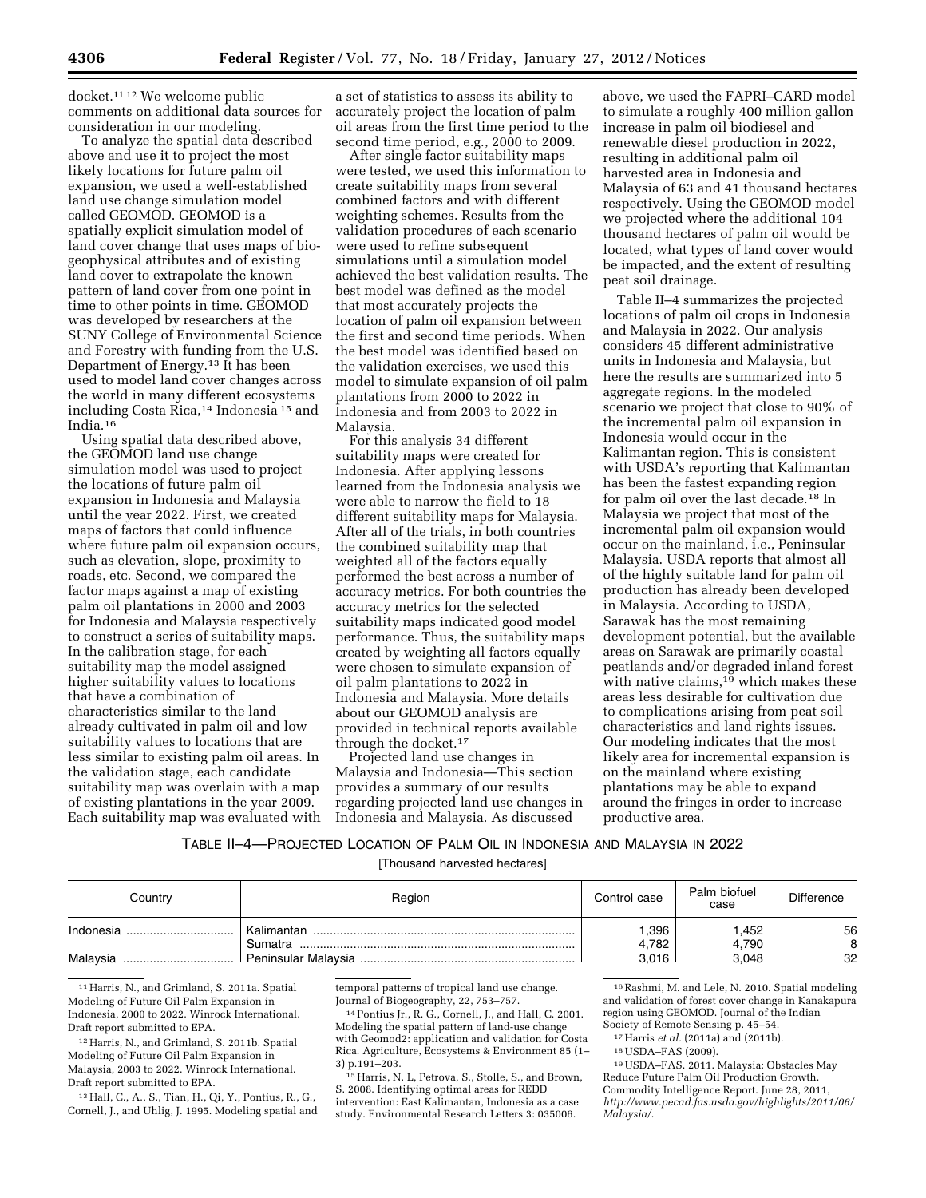docket.[11] [12] We welcome public comments on additional data sources for consideration in our modeling.

To analyze the spatial data described above and use it to project the most likely locations for future palm oil expansion, we used a well-established land use change simulation model called GEOMOD. GEOMOD is a spatially explicit simulation model of land cover change that uses maps of bio-geophysical attributes and of existing land cover to extrapolate the known pattern of land cover from one point in time to other points in time. GEOMOD was developed by researchers at the SUNY College of Environmental Science and Forestry with funding from the U.S. Department of Energy.[13] It has been used to model land cover changes across the world in many different ecosystems including Costa Rica,[14] Indonesia [15] and India.[16]

Using spatial data described above, the GEOMOD land use change simulation model was used to project the locations of future palm oil expansion in Indonesia and Malaysia until the year 2022. First, we created maps of factors that could influence where future palm oil expansion occurs, such as elevation, slope, proximity to roads, etc. Second, we compared the factor maps against a map of existing palm oil plantations in 2000 and 2003 for Indonesia and Malaysia respectively to construct a series of suitability maps. In the calibration stage, for each suitability map the model assigned higher suitability values to locations that have a combination of characteristics similar to the land already cultivated in palm oil and low suitability values to locations that are less similar to existing palm oil areas. In the validation stage, each candidate suitability map was overlain with a map of existing plantations in the year 2009. Each suitability map was evaluated with a set of statistics to assess its ability to accurately project the location of palm oil areas from the first time period to the second time period, e.g., 2000 to 2009.

After single factor suitability maps were tested, we used this information to create suitability maps from several combined factors and with different weighting schemes. Results from the validation procedures of each scenario were used to refine subsequent simulations until a simulation model achieved the best validation results. The best model was defined as the model that most accurately projects the location of palm oil expansion between the first and second time periods. When the best model was identified based on the validation exercises, we used this model to simulate expansion of oil palm plantations from 2000 to 2022 in Indonesia and from 2003 to 2022 in Malaysia.

For this analysis 34 different suitability maps were created for Indonesia. After applying lessons learned from the Indonesia analysis we were able to narrow the field to 18 different suitability maps for Malaysia. After all of the trials, in both countries the combined suitability map that weighted all of the factors equally performed the best across a number of accuracy metrics. For both countries the accuracy metrics for the selected suitability maps indicated good model performance. Thus, the suitability maps created by weighting all factors equally were chosen to simulate expansion of oil palm plantations to 2022 in Indonesia and Malaysia. More details about our GEOMOD analysis are provided in technical reports available through the docket.[17]

Projected land use changes in Malaysia and Indonesia—This section provides a summary of our results regarding projected land use changes in Indonesia and Malaysia. As discussed above, we used the FAPRI–CARD model to simulate a roughly 400 million gallon increase in palm oil biodiesel and renewable diesel production in 2022, resulting in additional palm oil harvested area in Indonesia and Malaysia of 63 and 41 thousand hectares respectively. Using the GEOMOD model we projected where the additional 104 thousand hectares of palm oil would be located, what types of land cover would be impacted, and the extent of resulting peat soil drainage.

Table II–4 summarizes the projected locations of palm oil crops in Indonesia and Malaysia in 2022. Our analysis considers 45 different administrative units in Indonesia and Malaysia, but here the results are summarized into 5 aggregate regions. In the modeled scenario we project that close to 90% of the incremental palm oil expansion in Indonesia would occur in the Kalimantan region. This is consistent with USDA's reporting that Kalimantan has been the fastest expanding region for palm oil over the last decade.[18] In Malaysia we project that most of the incremental palm oil expansion would occur on the mainland, i.e., Peninsular Malaysia. USDA reports that almost all of the highly suitable land for palm oil production has already been developed in Malaysia. According to USDA, Sarawak has the most remaining development potential, but the available areas on Sarawak are primarily coastal peatlands and/or degraded inland forest with native claims,[19] which makes these areas less desirable for cultivation due to complications arising from peat soil characteristics and land rights issues. Our modeling indicates that the most likely area for incremental expansion is on the mainland where existing plantations may be able to expand around the fringes in order to increase productive area.

TABLE II–4—PROJECTED LOCATION OF PALM OIL IN INDONESIA AND MALAYSIA IN 2022

[Thousand harvested hectares]

| Country | Region | Control case | Palm biofuel case | Difference |
|---|---|---|---|---|
| Indonesia | Kalimantan | 1,396 | 1,452 | 56 |
| | Sumatra | 4,782 | 4,790 | 8 |
| Malaysia | Peninsular Malaysia | 3,016 | 3,048 | 32 |

[11] Harris, N., and Grimland, S. 2011a. Spatial Modeling of Future Oil Palm Expansion in Indonesia, 2000 to 2022. Winrock International. Draft report submitted to EPA.

[12] Harris, N., and Grimland, S. 2011b. Spatial Modeling of Future Oil Palm Expansion in Malaysia, 2003 to 2022. Winrock International. Draft report submitted to EPA.

[13] Hall, C., A., S., Tian, H., Qi, Y., Pontius, R., G., Cornell, J., and Uhlig, J. 1995. Modeling spatial and temporal patterns of tropical land use change. Journal of Biogeography, 22, 753–757.

[14] Pontius Jr., R. G., Cornell, J., and Hall, C. 2001. Modeling the spatial pattern of land-use change with Geomod2: application and validation for Costa Rica. Agriculture, Ecosystems & Environment 85 (1–3) p.191–203.

[15] Harris, N. L, Petrova, S., Stolle, S., and Brown, S. 2008. Identifying optimal areas for REDD intervention: East Kalimantan, Indonesia as a case study. Environmental Research Letters 3: 035006.

[16] Rashmi, M. and Lele, N. 2010. Spatial modeling and validation of forest cover change in Kanakapura region using GEOMOD. Journal of the Indian Society of Remote Sensing p. 45–54.

[17] Harris *et al.* (2011a) and (2011b).

[18] USDA–FAS (2009).

[19] USDA–FAS. 2011. Malaysia: Obstacles May Reduce Future Palm Oil Production Growth. Commodity Intelligence Report. June 28, 2011, *http://www.pecad.fas.usda.gov/highlights/2011/06/Malaysia/*.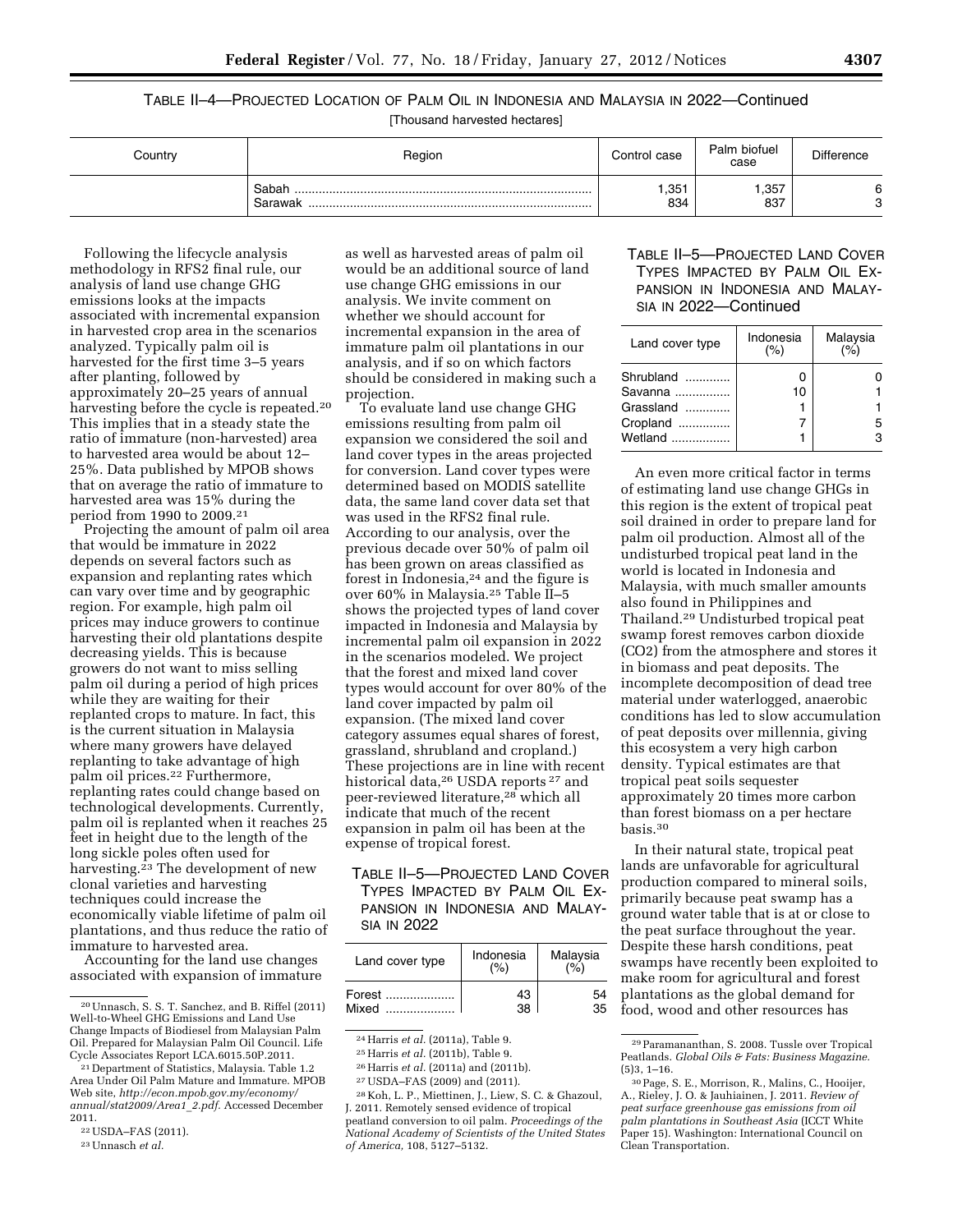TABLE II–4—PROJECTED LOCATION OF PALM OIL IN INDONESIA AND MALAYSIA IN 2022—Continued

[Thousand harvested hectares]

| Country | Region | Control case | Palm biofuel case | Difference |
|---|---|---|---|---|
| | Sabah | 1,351 | 1,357 | 6 |
| | Sarawak | 834 | 837 | 3 |

Following the lifecycle analysis methodology in RFS2 final rule, our analysis of land use change GHG emissions looks at the impacts associated with incremental expansion in harvested crop area in the scenarios analyzed. Typically palm oil is harvested for the first time 3–5 years after planting, followed by approximately 20–25 years of annual harvesting before the cycle is repeated.[20] This implies that in a steady state the ratio of immature (non-harvested) area to harvested area would be about 12–25%. Data published by MPOB shows that on average the ratio of immature to harvested area was 15% during the period from 1990 to 2009.[21]

Projecting the amount of palm oil area that would be immature in 2022 depends on several factors such as expansion and replanting rates which can vary over time and by geographic region. For example, high palm oil prices may induce growers to continue harvesting their old plantations despite decreasing yields. This is because growers do not want to miss selling palm oil during a period of high prices while they are waiting for their replanted crops to mature. In fact, this is the current situation in Malaysia where many growers have delayed replanting to take advantage of high palm oil prices.[22] Furthermore, replanting rates could change based on technological developments. Currently, palm oil is replanted when it reaches 25 feet in height due to the length of the long sickle poles often used for harvesting.[23] The development of new clonal varieties and harvesting techniques could increase the economically viable lifetime of palm oil plantations, and thus reduce the ratio of immature to harvested area.

Accounting for the land use changes associated with expansion of immature as well as harvested areas of palm oil would be an additional source of land use change GHG emissions in our analysis. We invite comment on whether we should account for incremental expansion in the area of immature palm oil plantations in our analysis, and if so on which factors should be considered in making such a projection.

To evaluate land use change GHG emissions resulting from palm oil expansion we considered the soil and land cover types in the areas projected for conversion. Land cover types were determined based on MODIS satellite data, the same land cover data set that was used in the RFS2 final rule. According to our analysis, over the previous decade over 50% of palm oil has been grown on areas classified as forest in Indonesia,[24] and the figure is over 60% in Malaysia.[25] Table II–5 shows the projected types of land cover impacted in Indonesia and Malaysia by incremental palm oil expansion in 2022 in the scenarios modeled. We project that the forest and mixed land cover types would account for over 80% of the land cover impacted by palm oil expansion. (The mixed land cover category assumes equal shares of forest, grassland, shrubland and cropland.) These projections are in line with recent historical data,[26] USDA reports [27] and peer-reviewed literature,[28] which all indicate that much of the recent expansion in palm oil has been at the expense of tropical forest.

TABLE II–5—PROJECTED LAND COVER TYPES IMPACTED BY PALM OIL EXPANSION IN INDONESIA AND MALAYSIA IN 2022

| Land cover type | Indonesia (%) | Malaysia (%) |
|---|---|---|
| Forest | 43 | 54 |
| Mixed | 38 | 35 |
| Shrubland | 0 | 0 |
| Savanna | 10 | 1 |
| Grassland | 1 | 1 |
| Cropland | 7 | 5 |
| Wetland | 1 | 3 |

An even more critical factor in terms of estimating land use change GHGs in this region is the extent of tropical peat soil drained in order to prepare land for palm oil production. Almost all of the undisturbed tropical peat land in the world is located in Indonesia and Malaysia, with much smaller amounts also found in Philippines and Thailand.[29] Undisturbed tropical peat swamp forest removes carbon dioxide ($CO_2$) from the atmosphere and stores it in biomass and peat deposits. The incomplete decomposition of dead tree material under waterlogged, anaerobic conditions has led to slow accumulation of peat deposits over millennia, giving this ecosystem a very high carbon density. Typical estimates are that tropical peat soils sequester approximately 20 times more carbon than forest biomass on a per hectare basis.[30]

In their natural state, tropical peat lands are unfavorable for agricultural production compared to mineral soils, primarily because peat swamp has a ground water table that is at or close to the peat surface throughout the year. Despite these harsh conditions, peat swamps have recently been exploited to make room for agricultural and forest plantations as the global demand for food, wood and other resources has

---

[20] Unnasch, S. S. T. Sanchez, and B. Riffel (2011) Well-to-Wheel GHG Emissions and Land Use Change Impacts of Biodiesel from Malaysian Palm Oil. Prepared for Malaysian Palm Oil Council. Life Cycle Associates Report LCA.6015.50P.2011.

[21] Department of Statistics, Malaysia. Table 1.2 Area Under Oil Palm Mature and Immature. MPOB Web site, *http://econ.mpob.gov.my/economy/annual/stat2009/Area1_2.pdf*. Accessed December 2011.

[22] USDA–FAS (2011).

[23] Unnasch *et al.*

[24] Harris *et al.* (2011a), Table 9.

[25] Harris *et al.* (2011b), Table 9.

[26] Harris *et al.* (2011a) and (2011b).

[27] USDA–FAS (2009) and (2011).

[28] Koh, L. P., Miettinen, J., Liew, S. C. & Ghazoul, J. 2011. Remotely sensed evidence of tropical peatland conversion to oil palm. *Proceedings of the National Academy of Scientists of the United States of America,* 108, 5127–5132.

[29] Paramananthan, S. 2008. Tussle over Tropical Peatlands. *Global Oils & Fats: Business Magazine.* (5)3, 1–16.

[30] Page, S. E., Morrison, R., Malins, C., Hooijer, A., Rieley, J. O. & Jauhiainen, J. 2011. *Review of peat surface greenhouse gas emissions from oil palm plantations in Southeast Asia* (ICCT White Paper 15). Washington: International Council on Clean Transportation.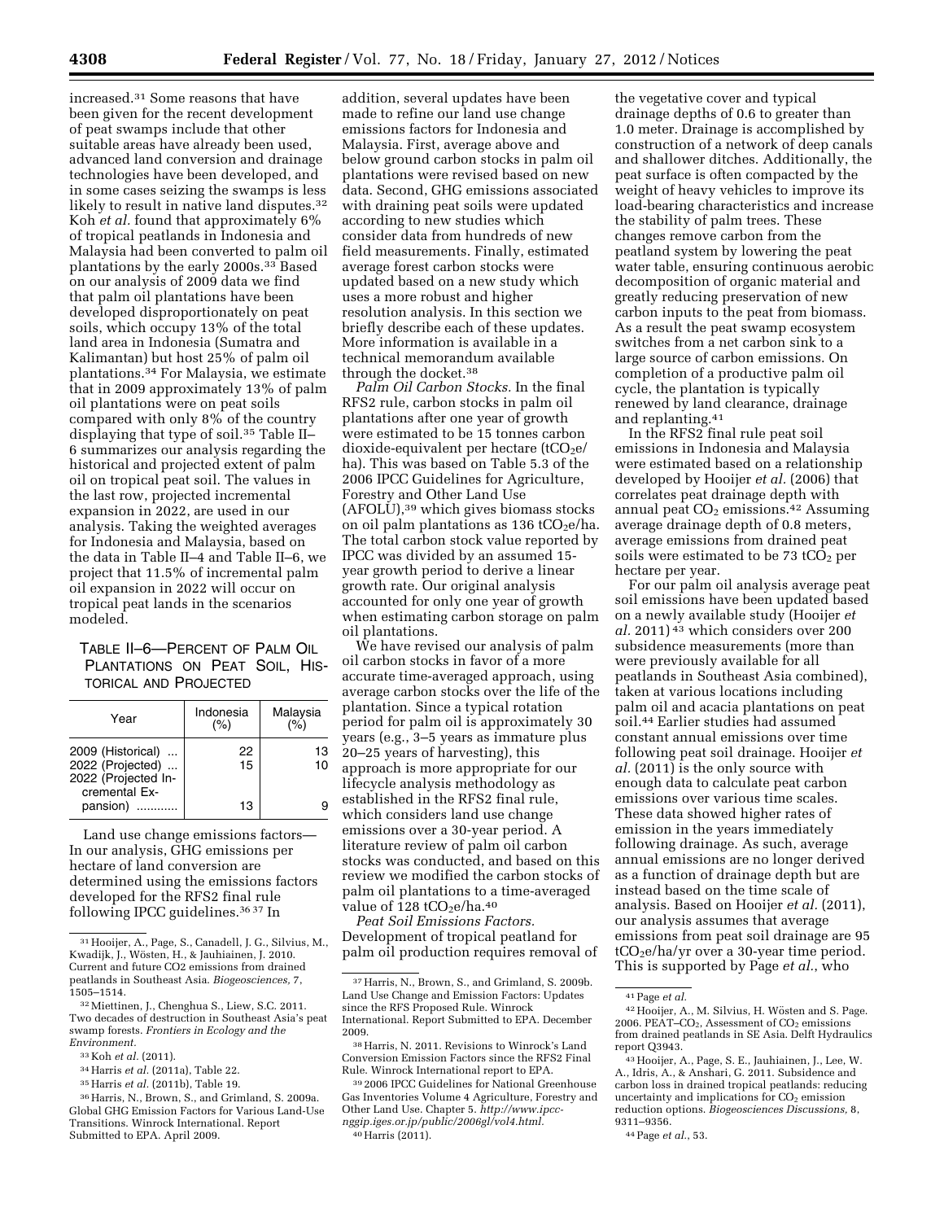increased.[31] Some reasons that have been given for the recent development of peat swamps include that other suitable areas have already been used, advanced land conversion and drainage technologies have been developed, and in some cases seizing the swamps is less likely to result in native land disputes.[32] Koh *et al.* found that approximately 6% of tropical peatlands in Indonesia and Malaysia had been converted to palm oil plantations by the early 2000s.[33] Based on our analysis of 2009 data we find that palm oil plantations have been developed disproportionately on peat soils, which occupy 13% of the total land area in Indonesia (Sumatra and Kalimantan) but host 25% of palm oil plantations.[34] For Malaysia, we estimate that in 2009 approximately 13% of palm oil plantations were on peat soils compared with only 8% of the country displaying that type of soil.[35] Table II–6 summarizes our analysis regarding the historical and projected extent of palm oil on tropical peat soil. The values in the last row, projected incremental expansion in 2022, are used in our analysis. Taking the weighted averages for Indonesia and Malaysia, based on the data in Table II–4 and Table II–6, we project that 11.5% of incremental palm oil expansion in 2022 will occur on tropical peat lands in the scenarios modeled.

TABLE II–6—PERCENT OF PALM OIL PLANTATIONS ON PEAT SOIL, HISTORICAL AND PROJECTED

| Year | Indonesia (%) | Malaysia (%) |
|---|---|---|
| 2009 (Historical) | 22 | 13 |
| 2022 (Projected) | 15 | 10 |
| 2022 (Projected Incremental Expansion) | 13 | 9 |

Land use change emissions factors—In our analysis, GHG emissions per hectare of land conversion are determined using the emissions factors developed for the RFS2 final rule following IPCC guidelines.[36 37] In addition, several updates have been made to refine our land use change emissions factors for Indonesia and Malaysia. First, average above and below ground carbon stocks in palm oil plantations were revised based on new data. Second, GHG emissions associated with draining peat soils were updated according to new studies which consider data from hundreds of new field measurements. Finally, estimated average forest carbon stocks were updated based on a new study which uses a more robust and higher resolution analysis. In this section we briefly describe each of these updates. More information is available in a technical memorandum available through the docket.[38]

*Palm Oil Carbon Stocks.* In the final RFS2 rule, carbon stocks in palm oil plantations after one year of growth were estimated to be 15 tonnes carbon dioxide-equivalent per hectare ($tCO_2e$/ha). This was based on Table 5.3 of the 2006 IPCC Guidelines for Agriculture, Forestry and Other Land Use (AFOLU),[39] which gives biomass stocks on oil palm plantations as 136 $tCO_2e$/ha. The total carbon stock value reported by IPCC was divided by an assumed 15-year growth period to derive a linear growth rate. Our original analysis accounted for only one year of growth when estimating carbon storage on palm oil plantations.

We have revised our analysis of palm oil carbon stocks in favor of a more accurate time-averaged approach, using average carbon stocks over the life of the plantation. Since a typical rotation period for palm oil is approximately 30 years (e.g., 3–5 years as immature plus 20–25 years of harvesting), this approach is more appropriate for our lifecycle analysis methodology as established in the RFS2 final rule, which considers land use change emissions over a 30-year period. A literature review of palm oil carbon stocks was conducted, and based on this review we modified the carbon stocks of palm oil plantations to a time-averaged value of 128 $tCO_2e$/ha.[40]

*Peat Soil Emissions Factors.* Development of tropical peatland for palm oil production requires removal of the vegetative cover and typical drainage depths of 0.6 to greater than 1.0 meter. Drainage is accomplished by construction of a network of deep canals and shallower ditches. Additionally, the peat surface is often compacted by the weight of heavy vehicles to improve its load-bearing characteristics and increase the stability of palm trees. These changes remove carbon from the peatland system by lowering the peat water table, ensuring continuous aerobic decomposition of organic material and greatly reducing preservation of new carbon inputs to the peat from biomass. As a result the peat swamp ecosystem switches from a net carbon sink to a large source of carbon emissions. On completion of a productive palm oil cycle, the plantation is typically renewed by land clearance, drainage and replanting.[41]

In the RFS2 final rule peat soil emissions in Indonesia and Malaysia were estimated based on a relationship developed by Hooijer *et al.* (2006) that correlates peat drainage depth with annual peat $CO_2$ emissions.[42] Assuming average drainage depth of 0.8 meters, average emissions from drained peat soils were estimated to be 73 $tCO_2$ per hectare per year.

For our palm oil analysis average peat soil emissions have been updated based on a newly available study (Hooijer *et al.* 2011)[43] which considers over 200 subsidence measurements (more than were previously available for all peatlands in Southeast Asia combined), taken at various locations including palm oil and acacia plantations on peat soil.[44] Earlier studies had assumed constant annual emissions over time following peat soil drainage. Hooijer *et al.* (2011) is the only source with enough data to calculate peat carbon emissions over various time scales. These data showed higher rates of emission in the years immediately following drainage. As such, average annual emissions are no longer derived as a function of drainage depth but are instead based on the time scale of analysis. Based on Hooijer *et al.* (2011), our analysis assumes that average emissions from peat soil drainage are 95 $tCO_2e$/ha/yr over a 30-year time period. This is supported by Page *et al.*, who

---

[31] Hooijer, A., Page, S., Canadell, J. G., Silvius, M., Kwadijk, J., Wösten, H., & Jauhiainen, J. 2010. Current and future CO2 emissions from drained peatlands in Southeast Asia. *Biogeosciences,* 7, 1505–1514.

[32] Miettinen, J., Chenghua S., Liew, S.C. 2011. Two decades of destruction in Southeast Asia's peat swamp forests. *Frontiers in Ecology and the Environment.*

[33] Koh *et al.* (2011).

[34] Harris *et al.* (2011a), Table 22.

[35] Harris *et al.* (2011b), Table 19.

[36] Harris, N., Brown, S., and Grimland, S. 2009a. Global GHG Emission Factors for Various Land-Use Transitions. Winrock International. Report Submitted to EPA. April 2009.

[37] Harris, N., Brown, S., and Grimland, S. 2009b. Land Use Change and Emission Factors: Updates since the RFS Proposed Rule. Winrock International. Report Submitted to EPA. December 2009.

[38] Harris, N. 2011. Revisions to Winrock's Land Conversion Emission Factors since the RFS2 Final Rule. Winrock International report to EPA.

[39] 2006 IPCC Guidelines for National Greenhouse Gas Inventories Volume 4 Agriculture, Forestry and Other Land Use. Chapter 5. *http://www.ipcc-nggip.iges.or.jp/public/2006gl/vol4.html.*

[40] Harris (2011).

[41] Page *et al.*

[42] Hooijer, A., M. Silvius, H. Wösten and S. Page. 2006. PEAT–$CO_2$, Assessment of $CO_2$ emissions from drained peatlands in SE Asia. Delft Hydraulics report Q3943.

[43] Hooijer, A., Page, S. E., Jauhiainen, J., Lee, W. A., Idris, A., & Anshari, G. 2011. Subsidence and carbon loss in drained tropical peatlands: reducing uncertainty and implications for $CO_2$ emission reduction options. *Biogeosciences Discussions,* 8, 9311–9356.

[44] Page *et al.*, 53.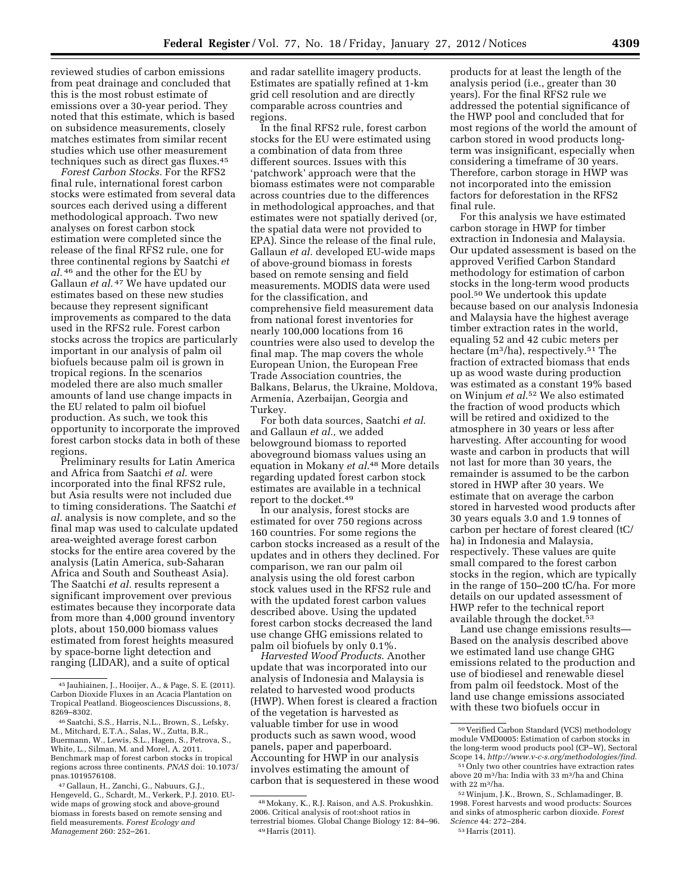reviewed studies of carbon emissions from peat drainage and concluded that this is the most robust estimate of emissions over a 30-year period. They noted that this estimate, which is based on subsidence measurements, closely matches estimates from similar recent studies which use other measurement techniques such as direct gas fluxes.[45]

*Forest Carbon Stocks.* For the RFS2 final rule, international forest carbon stocks were estimated from several data sources each derived using a different methodological approach. Two new analyses on forest carbon stock estimation were completed since the release of the final RFS2 rule, one for three continental regions by Saatchi *et al.*[46] and the other for the EU by Gallaun *et al.*[47] We have updated our estimates based on these new studies because they represent significant improvements as compared to the data used in the RFS2 rule. Forest carbon stocks across the tropics are particularly important in our analysis of palm oil biofuels because palm oil is grown in tropical regions. In the scenarios modeled there are also much smaller amounts of land use change impacts in the EU related to palm oil biofuel production. As such, we took this opportunity to incorporate the improved forest carbon stocks data in both of these regions.

Preliminary results for Latin America and Africa from Saatchi *et al.* were incorporated into the final RFS2 rule, but Asia results were not included due to timing considerations. The Saatchi *et al.* analysis is now complete, and so the final map was used to calculate updated area-weighted average forest carbon stocks for the entire area covered by the analysis (Latin America, sub-Saharan Africa and South and Southeast Asia). The Saatchi *et al.* results represent a significant improvement over previous estimates because they incorporate data from more than 4,000 ground inventory plots, about 150,000 biomass values estimated from forest heights measured by space-borne light detection and ranging (LIDAR), and a suite of optical and radar satellite imagery products. Estimates are spatially refined at 1-km grid cell resolution and are directly comparable across countries and regions.

In the final RFS2 rule, forest carbon stocks for the EU were estimated using a combination of data from three different sources. Issues with this 'patchwork' approach were that the biomass estimates were not comparable across countries due to the differences in methodological approaches, and that estimates were not spatially derived (or, the spatial data were not provided to EPA). Since the release of the final rule, Gallaun *et al.* developed EU-wide maps of above-ground biomass in forests based on remote sensing and field measurements. MODIS data were used for the classification, and comprehensive field measurement data from national forest inventories for nearly 100,000 locations from 16 countries were also used to develop the final map. The map covers the whole European Union, the European Free Trade Association countries, the Balkans, Belarus, the Ukraine, Moldova, Armenia, Azerbaijan, Georgia and Turkey.

For both data sources, Saatchi *et al.* and Gallaun *et al.,* we added belowground biomass to reported aboveground biomass values using an equation in Mokany *et al.*[48] More details regarding updated forest carbon stock estimates are available in a technical report to the docket.[49]

In our analysis, forest stocks are estimated for over 750 regions across 160 countries. For some regions the carbon stocks increased as a result of the updates and in others they declined. For comparison, we ran our palm oil analysis using the old forest carbon stock values used in the RFS2 rule and with the updated forest carbon values described above. Using the updated forest carbon stocks decreased the land use change GHG emissions related to palm oil biofuels by only 0.1%.

*Harvested Wood Products.* Another update that was incorporated into our analysis of Indonesia and Malaysia is related to harvested wood products (HWP). When forest is cleared a fraction of the vegetation is harvested as valuable timber for use in wood products such as sawn wood, wood panels, paper and paperboard. Accounting for HWP in our analysis involves estimating the amount of carbon that is sequestered in these wood products for at least the length of the analysis period (i.e., greater than 30 years). For the final RFS2 rule we addressed the potential significance of the HWP pool and concluded that for most regions of the world the amount of carbon stored in wood products long-term was insignificant, especially when considering a timeframe of 30 years. Therefore, carbon storage in HWP was not incorporated into the emission factors for deforestation in the RFS2 final rule.

For this analysis we have estimated carbon storage in HWP for timber extraction in Indonesia and Malaysia. Our updated assessment is based on the approved Verified Carbon Standard methodology for estimation of carbon stocks in the long-term wood products pool.[50] We undertook this update because based on our analysis Indonesia and Malaysia have the highest average timber extraction rates in the world, equaling 52 and 42 cubic meters per hectare ($m^3$/ha), respectively.[51] The fraction of extracted biomass that ends up as wood waste during production was estimated as a constant 19% based on Winjum *et al.*[52] We also estimated the fraction of wood products which will be retired and oxidized to the atmosphere in 30 years or less after harvesting. After accounting for wood waste and carbon in products that will not last for more than 30 years, the remainder is assumed to be the carbon stored in HWP after 30 years. We estimate that on average the carbon stored in harvested wood products after 30 years equals 3.0 and 1.9 tonnes of carbon per hectare of forest cleared (tC/ha) in Indonesia and Malaysia, respectively. These values are quite small compared to the forest carbon stocks in the region, which are typically in the range of 150–200 tC/ha. For more details on our updated assessment of HWP refer to the technical report available through the docket.[53]

Land use change emissions results—Based on the analysis described above we estimated land use change GHG emissions related to the production and use of biodiesel and renewable diesel from palm oil feedstock. Most of the land use change emissions associated with these two biofuels occur in

---

[45] Jauhiainen, J., Hooijer, A., & Page, S. E. (2011). Carbon Dioxide Fluxes in an Acacia Plantation on Tropical Peatland. Biogeosciences Discussions, 8, 8269–8302.

[46] Saatchi, S.S., Harris, N.L., Brown, S., Lefsky, M., Mitchard, E.T.A., Salas, W., Zutta, B.R., Buermann, W., Lewis, S.L., Hagen, S., Petrova, S., White, L., Silman, M. and Morel, A. 2011. Benchmark map of forest carbon stocks in tropical regions across three continents. *PNAS* doi: 10.1073/pnas.1019576108.

[47] Gallaun, H., Zanchi, G., Nabuurs, G.J., Hengeveld, G., Schardt, M., Verkerk, P.J. 2010. EU-wide maps of growing stock and above-ground biomass in forests based on remote sensing and field measurements. *Forest Ecology and Management* 260: 252–261.

[48] Mokany, K., R.J. Raison, and A.S. Prokushkin. 2006. Critical analysis of root:shoot ratios in terrestrial biomes. Global Change Biology 12: 84–96.

[49] Harris (2011).

[50] Verified Carbon Standard (VCS) methodology module VMD0005: Estimation of carbon stocks in the long-term wood products pool (CP–W), Sectoral Scope 14, *http://www.v-c-s.org/methodologies/find*.

[51] Only two other countries have extraction rates above 20 $m^3$/ha: India with 33 $m^3$/ha and China with 22 $m^3$/ha.

[52] Winjum, J.K., Brown, S., Schlamadinger, B. 1998. Forest harvests and wood products: Sources and sinks of atmospheric carbon dioxide. *Forest Science* 44: 272–284.

[53] Harris (2011).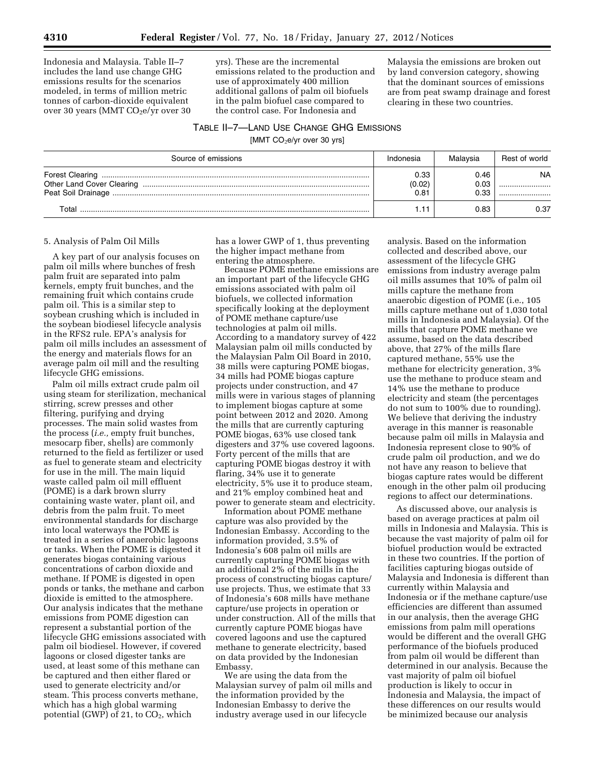Indonesia and Malaysia. Table II–7 includes the land use change GHG emissions results for the scenarios modeled, in terms of million metric tonnes of carbon-dioxide equivalent over 30 years (MMT $CO_2$e/yr over 30 yrs). These are the incremental emissions related to the production and use of approximately 400 million additional gallons of palm oil biofuels in the palm biofuel case compared to the control case. For Indonesia and Malaysia the emissions are broken out by land conversion category, showing that the dominant sources of emissions are from peat swamp drainage and forest clearing in these two countries.

TABLE II–7—LAND USE CHANGE GHG EMISSIONS

[MMT $CO_2$e/yr over 30 yrs]

| Source of emissions | Indonesia | Malaysia | Rest of world |
|---|---|---|---|
| Forest Clearing | 0.33 | 0.46 | NA |
| Other Land Cover Clearing | (0.02) | 0.03 | |
| Peat Soil Drainage | 0.81 | 0.33 | |
| Total | 1.11 | 0.83 | 0.37 |

5. Analysis of Palm Oil Mills

A key part of our analysis focuses on palm oil mills where bunches of fresh palm fruit are separated into palm kernels, empty fruit bunches, and the remaining fruit which contains crude palm oil. This is a similar step to soybean crushing which is included in the soybean biodiesel lifecycle analysis in the RFS2 rule. EPA's analysis for palm oil mills includes an assessment of the energy and materials flows for an average palm oil mill and the resulting lifecycle GHG emissions.

Palm oil mills extract crude palm oil using steam for sterilization, mechanical stirring, screw presses and other filtering, purifying and drying processes. The main solid wastes from the process (*i.e.,* empty fruit bunches, mesocarp fiber, shells) are commonly returned to the field as fertilizer or used as fuel to generate steam and electricity for use in the mill. The main liquid waste called palm oil mill effluent (POME) is a dark brown slurry containing waste water, plant oil, and debris from the palm fruit. To meet environmental standards for discharge into local waterways the POME is treated in a series of anaerobic lagoons or tanks. When the POME is digested it generates biogas containing various concentrations of carbon dioxide and methane. If POME is digested in open ponds or tanks, the methane and carbon dioxide is emitted to the atmosphere. Our analysis indicates that the methane emissions from POME digestion can represent a substantial portion of the lifecycle GHG emissions associated with palm oil biodiesel. However, if covered lagoons or closed digester tanks are used, at least some of this methane can be captured and then either flared or used to generate electricity and/or steam. This process converts methane, which has a high global warming potential (GWP) of 21, to $CO_2$, which has a lower GWP of 1, thus preventing the higher impact methane from entering the atmosphere.

Because POME methane emissions are an important part of the lifecycle GHG emissions associated with palm oil biofuels, we collected information specifically looking at the deployment of POME methane capture/use technologies at palm oil mills. According to a mandatory survey of 422 Malaysian palm oil mills conducted by the Malaysian Palm Oil Board in 2010, 38 mills were capturing POME biogas, 34 mills had POME biogas capture projects under construction, and 47 mills were in various stages of planning to implement biogas capture at some point between 2012 and 2020. Among the mills that are currently capturing POME biogas, 63% use closed tank digesters and 37% use covered lagoons. Forty percent of the mills that are capturing POME biogas destroy it with flaring, 34% use it to generate electricity, 5% use it to produce steam, and 21% employ combined heat and power to generate steam and electricity.

Information about POME methane capture was also provided by the Indonesian Embassy. According to the information provided, 3.5% of Indonesia's 608 palm oil mills are currently capturing POME biogas with an additional 2% of the mills in the process of constructing biogas capture/use projects. Thus, we estimate that 33 of Indonesia's 608 mills have methane capture/use projects in operation or under construction. All of the mills that currently capture POME biogas have covered lagoons and use the captured methane to generate electricity, based on data provided by the Indonesian Embassy.

We are using the data from the Malaysian survey of palm oil mills and the information provided by the Indonesian Embassy to derive the industry average used in our lifecycle analysis. Based on the information collected and described above, our assessment of the lifecycle GHG emissions from industry average palm oil mills assumes that 10% of palm oil mills capture the methane from anaerobic digestion of POME (i.e., 105 mills capture methane out of 1,030 total mills in Indonesia and Malaysia). Of the mills that capture POME methane we assume, based on the data described above, that 27% of the mills flare captured methane, 55% use the methane for electricity generation, 3% use the methane to produce steam and 14% use the methane to produce electricity and steam (the percentages do not sum to 100% due to rounding). We believe that deriving the industry average in this manner is reasonable because palm oil mills in Malaysia and Indonesia represent close to 90% of crude palm oil production, and we do not have any reason to believe that biogas capture rates would be different enough in the other palm oil producing regions to affect our determinations.

As discussed above, our analysis is based on average practices at palm oil mills in Indonesia and Malaysia. This is because the vast majority of palm oil for biofuel production would be extracted in these two countries. If the portion of facilities capturing biogas outside of Malaysia and Indonesia is different than currently within Malaysia and Indonesia or if the methane capture/use efficiencies are different than assumed in our analysis, then the average GHG emissions from palm mill operations would be different and the overall GHG performance of the biofuels produced from palm oil would be different than determined in our analysis. Because the vast majority of palm oil biofuel production is likely to occur in Indonesia and Malaysia, the impact of these differences on our results would be minimized because our analysis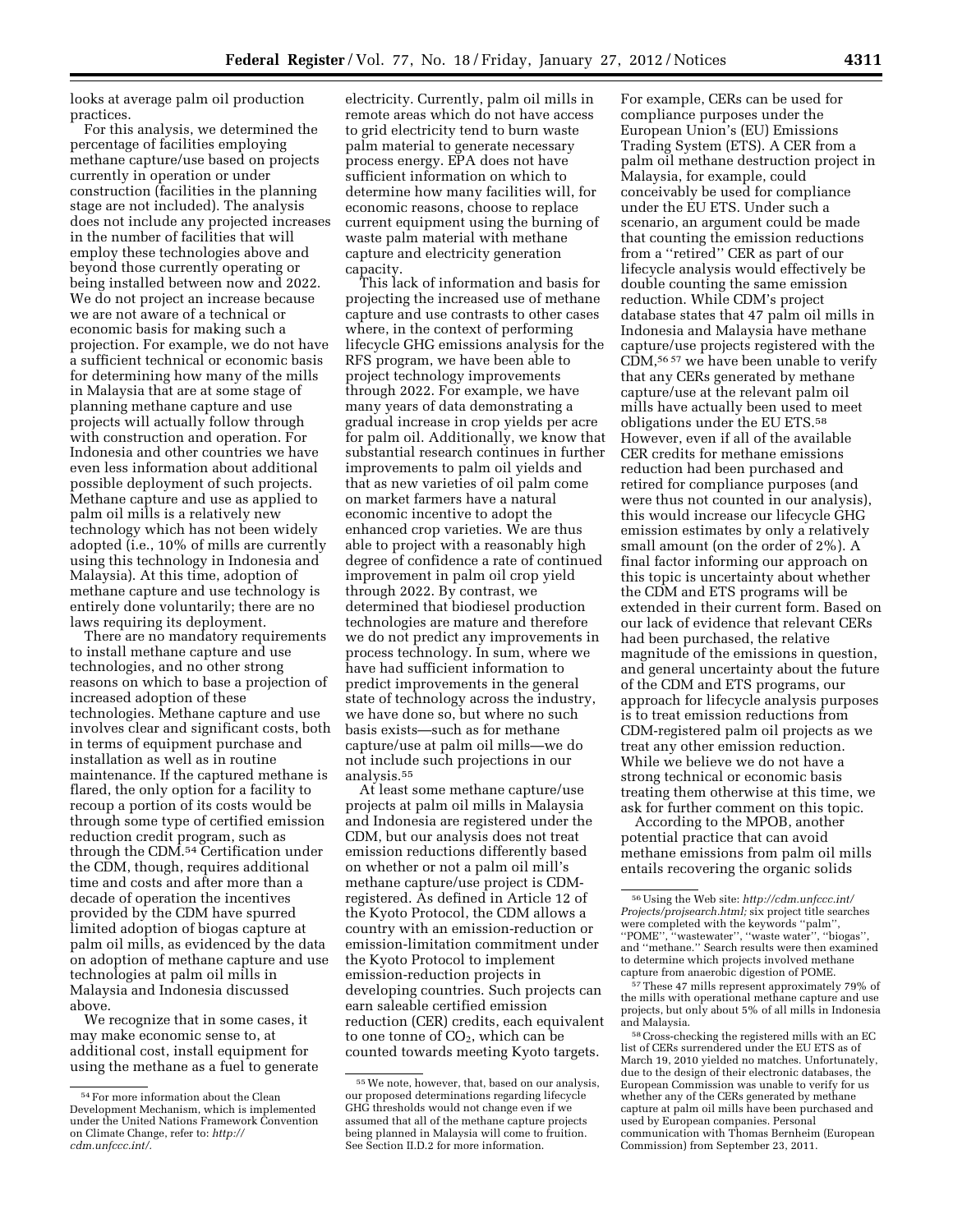looks at average palm oil production practices.

For this analysis, we determined the percentage of facilities employing methane capture/use based on projects currently in operation or under construction (facilities in the planning stage are not included). The analysis does not include any projected increases in the number of facilities that will employ these technologies above and beyond those currently operating or being installed between now and 2022. We do not project an increase because we are not aware of a technical or economic basis for making such a projection. For example, we do not have a sufficient technical or economic basis for determining how many of the mills in Malaysia that are at some stage of planning methane capture and use projects will actually follow through with construction and operation. For Indonesia and other countries we have even less information about additional possible deployment of such projects. Methane capture and use as applied to palm oil mills is a relatively new technology which has not been widely adopted (i.e., 10% of mills are currently using this technology in Indonesia and Malaysia). At this time, adoption of methane capture and use technology is entirely done voluntarily; there are no laws requiring its deployment.

There are no mandatory requirements to install methane capture and use technologies, and no other strong reasons on which to base a projection of increased adoption of these technologies. Methane capture and use involves clear and significant costs, both in terms of equipment purchase and installation as well as in routine maintenance. If the captured methane is flared, the only option for a facility to recoup a portion of its costs would be through some type of certified emission reduction credit program, such as through the CDM.[54] Certification under the CDM, though, requires additional time and costs and after more than a decade of operation the incentives provided by the CDM have spurred limited adoption of biogas capture at palm oil mills, as evidenced by the data on adoption of methane capture and use technologies at palm oil mills in Malaysia and Indonesia discussed above.

We recognize that in some cases, it may make economic sense to, at additional cost, install equipment for using the methane as a fuel to generate electricity. Currently, palm oil mills in remote areas which do not have access to grid electricity tend to burn waste palm material to generate necessary process energy. EPA does not have sufficient information on which to determine how many facilities will, for economic reasons, choose to replace current equipment using the burning of waste palm material with methane capture and electricity generation capacity.

This lack of information and basis for projecting the increased use of methane capture and use contrasts to other cases where, in the context of performing lifecycle GHG emissions analysis for the RFS program, we have been able to project technology improvements through 2022. For example, we have many years of data demonstrating a gradual increase in crop yields per acre for palm oil. Additionally, we know that substantial research continues in further improvements to palm oil yields and that as new varieties of oil palm come on market farmers have a natural economic incentive to adopt the enhanced crop varieties. We are thus able to project with a reasonably high degree of confidence a rate of continued improvement in palm oil crop yield through 2022. By contrast, we determined that biodiesel production technologies are mature and therefore we do not predict any improvements in process technology. In sum, where we have had sufficient information to predict improvements in the general state of technology across the industry, we have done so, but where no such basis exists—such as for methane capture/use at palm oil mills—we do not include such projections in our analysis.[55]

At least some methane capture/use projects at palm oil mills in Malaysia and Indonesia are registered under the CDM, but our analysis does not treat emission reductions differently based on whether or not a palm oil mill's methane capture/use project is CDM-registered. As defined in Article 12 of the Kyoto Protocol, the CDM allows a country with an emission-reduction or emission-limitation commitment under the Kyoto Protocol to implement emission-reduction projects in developing countries. Such projects can earn saleable certified emission reduction (CER) credits, each equivalent to one tonne of $CO_2$, which can be counted towards meeting Kyoto targets. For example, CERs can be used for compliance purposes under the European Union's (EU) Emissions Trading System (ETS). A CER from a palm oil methane destruction project in Malaysia, for example, could conceivably be used for compliance under the EU ETS. Under such a scenario, an argument could be made that counting the emission reductions from a "retired" CER as part of our lifecycle analysis would effectively be double counting the same emission reduction. While CDM's project database states that 47 palm oil mills in Indonesia and Malaysia have methane capture/use projects registered with the CDM,[56] [57] we have been unable to verify that any CERs generated by methane capture/use at the relevant palm oil mills have actually been used to meet obligations under the EU ETS.[58] However, even if all of the available CER credits for methane emissions reduction had been purchased and retired for compliance purposes (and were thus not counted in our analysis), this would increase our lifecycle GHG emission estimates by only a relatively small amount (on the order of 2%). A final factor informing our approach on this topic is uncertainty about whether the CDM and ETS programs will be extended in their current form. Based on our lack of evidence that relevant CERs had been purchased, the relative magnitude of the emissions in question, and general uncertainty about the future of the CDM and ETS programs, our approach for lifecycle analysis purposes is to treat emission reductions from CDM-registered palm oil projects as we treat any other emission reduction. While we do not have a strong technical or economic basis treating them otherwise at this time, we ask for further comment on this topic.

According to the MPOB, another potential practice that can avoid methane emissions from palm oil mills entails recovering the organic solids

---

[54] For more information about the Clean Development Mechanism, which is implemented under the United Nations Framework Convention on Climate Change, refer to: *http://cdm.unfccc.int/*.

[55] We note, however, that, based on our analysis, our proposed determinations regarding lifecycle GHG thresholds would not change even if we assumed that all of the methane capture projects being planned in Malaysia will come to fruition. See Section II.D.2 for more information.

[56] Using the Web site: *http://cdm.unfccc.int/Projects/projsearch.html;* six project title searches were completed with the keywords "palm", "POME", "wastewater", "waste water", "biogas", and "methane." Search results were then examined to determine which projects involved methane capture from anaerobic digestion of POME.

[57] These 47 mills represent approximately 79% of the mills with operational methane capture and use projects, but only about 5% of all mills in Indonesia and Malaysia.

[58] Cross-checking the registered mills with an EC list of CERs surrendered under the EU ETS as of March 19, 2010 yielded no matches. Unfortunately, due to the design of their electronic databases, the European Commission was unable to verify for us whether any of the CERs generated by methane capture at palm oil mills have been purchased and used by European companies. Personal communication with Thomas Bernheim (European Commission) from September 23, 2011.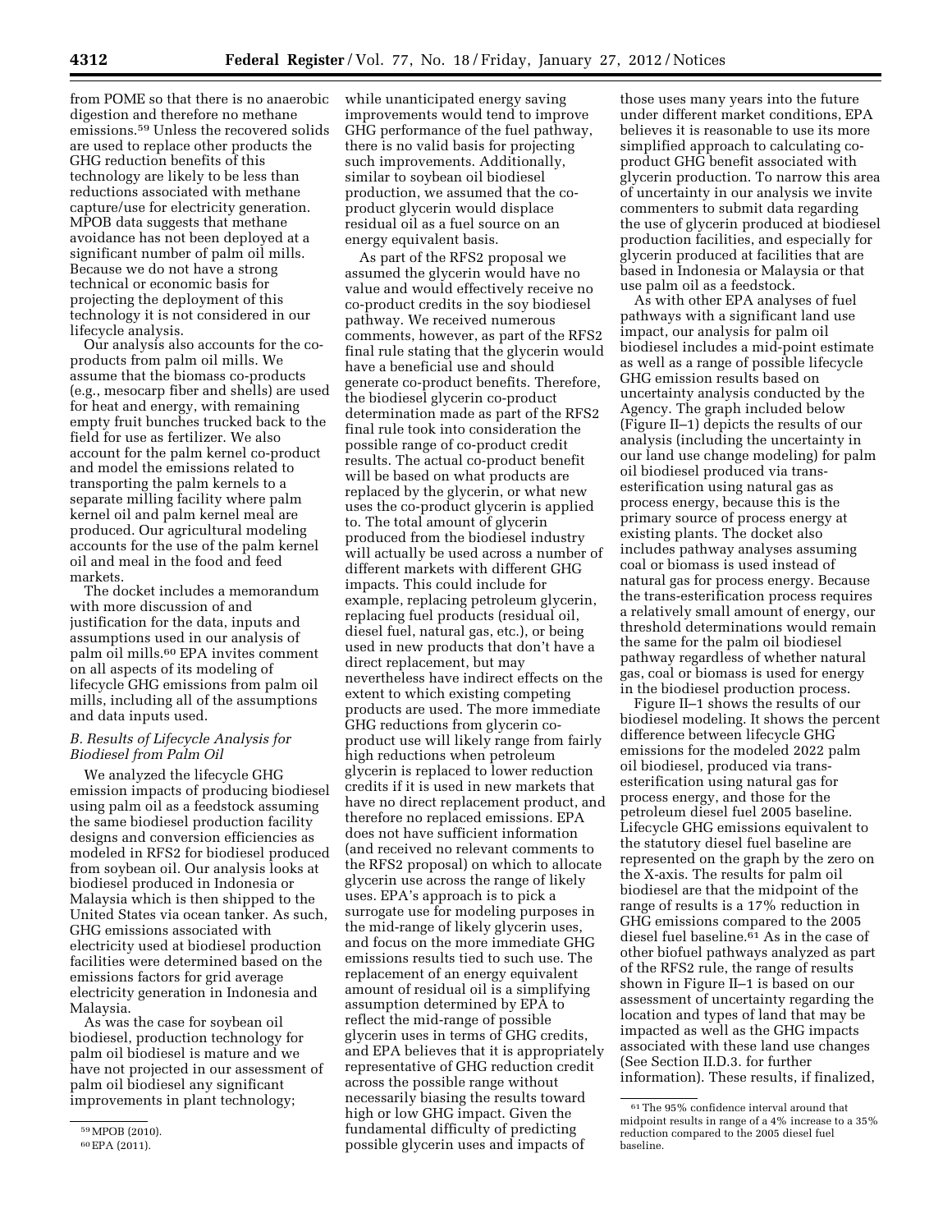from POME so that there is no anaerobic digestion and therefore no methane emissions.[59] Unless the recovered solids are used to replace other products the GHG reduction benefits of this technology are likely to be less than reductions associated with methane capture/use for electricity generation. MPOB data suggests that methane avoidance has not been deployed at a significant number of palm oil mills. Because we do not have a strong technical or economic basis for projecting the deployment of this technology it is not considered in our lifecycle analysis.

Our analysis also accounts for the co-products from palm oil mills. We assume that the biomass co-products (e.g., mesocarp fiber and shells) are used for heat and energy, with remaining empty fruit bunches trucked back to the field for use as fertilizer. We also account for the palm kernel co-product and model the emissions related to transporting the palm kernels to a separate milling facility where palm kernel oil and palm kernel meal are produced. Our agricultural modeling accounts for the use of the palm kernel oil and meal in the food and feed markets.

The docket includes a memorandum with more discussion of and justification for the data, inputs and assumptions used in our analysis of palm oil mills.[60] EPA invites comment on all aspects of its modeling of lifecycle GHG emissions from palm oil mills, including all of the assumptions and data inputs used.

### *B. Results of Lifecycle Analysis for Biodiesel from Palm Oil*

We analyzed the lifecycle GHG emission impacts of producing biodiesel using palm oil as a feedstock assuming the same biodiesel production facility designs and conversion efficiencies as modeled in RFS2 for biodiesel produced from soybean oil. Our analysis looks at biodiesel produced in Indonesia or Malaysia which is then shipped to the United States via ocean tanker. As such, GHG emissions associated with electricity used at biodiesel production facilities were determined based on the emissions factors for grid average electricity generation in Indonesia and Malaysia.

As was the case for soybean oil biodiesel, production technology for palm oil biodiesel is mature and we have not projected in our assessment of palm oil biodiesel any significant improvements in plant technology; while unanticipated energy saving improvements would tend to improve GHG performance of the fuel pathway, there is no valid basis for projecting such improvements. Additionally, similar to soybean oil biodiesel production, we assumed that the co-product glycerin would displace residual oil as a fuel source on an energy equivalent basis.

As part of the RFS2 proposal we assumed the glycerin would have no value and would effectively receive no co-product credits in the soy biodiesel pathway. We received numerous comments, however, as part of the RFS2 final rule stating that the glycerin would have a beneficial use and should generate co-product benefits. Therefore, the biodiesel glycerin co-product determination made as part of the RFS2 final rule took into consideration the possible range of co-product credit results. The actual co-product benefit will be based on what products are replaced by the glycerin, or what new uses the co-product glycerin is applied to. The total amount of glycerin produced from the biodiesel industry will actually be used across a number of different markets with different GHG impacts. This could include for example, replacing petroleum glycerin, replacing fuel products (residual oil, diesel fuel, natural gas, etc.), or being used in new products that don't have a direct replacement, but may nevertheless have indirect effects on the extent to which existing competing products are used. The more immediate GHG reductions from glycerin co-product use will likely range from fairly high reductions when petroleum glycerin is replaced to lower reduction credits if it is used in new markets that have no direct replacement product, and therefore no replaced emissions. EPA does not have sufficient information (and received no relevant comments to the RFS2 proposal) on which to allocate glycerin use across the range of likely uses. EPA's approach is to pick a surrogate use for modeling purposes in the mid-range of likely glycerin uses, and focus on the more immediate GHG emissions results tied to such use. The replacement of an energy equivalent amount of residual oil is a simplifying assumption determined by EPA to reflect the mid-range of possible glycerin uses in terms of GHG credits, and EPA believes that it is appropriately representative of GHG reduction credit across the possible range without necessarily biasing the results toward high or low GHG impact. Given the fundamental difficulty of predicting possible glycerin uses and impacts of those uses many years into the future under different market conditions, EPA believes it is reasonable to use its more simplified approach to calculating co-product GHG benefit associated with glycerin production. To narrow this area of uncertainty in our analysis we invite commenters to submit data regarding the use of glycerin produced at biodiesel production facilities, and especially for glycerin produced at facilities that are based in Indonesia or Malaysia or that use palm oil as a feedstock.

As with other EPA analyses of fuel pathways with a significant land use impact, our analysis for palm oil biodiesel includes a mid-point estimate as well as a range of possible lifecycle GHG emission results based on uncertainty analysis conducted by the Agency. The graph included below (Figure II–1) depicts the results of our analysis (including the uncertainty in our land use change modeling) for palm oil biodiesel produced via trans-esterification using natural gas as process energy, because this is the primary source of process energy at existing plants. The docket also includes pathway analyses assuming coal or biomass is used instead of natural gas for process energy. Because the trans-esterification process requires a relatively small amount of energy, our threshold determinations would remain the same for the palm oil biodiesel pathway regardless of whether natural gas, coal or biomass is used for energy in the biodiesel production process.

Figure II–1 shows the results of our biodiesel modeling. It shows the percent difference between lifecycle GHG emissions for the modeled 2022 palm oil biodiesel, produced via trans-esterification using natural gas for process energy, and those for the petroleum diesel fuel 2005 baseline. Lifecycle GHG emissions equivalent to the statutory diesel fuel baseline are represented on the graph by the zero on the X-axis. The results for palm oil biodiesel are that the midpoint of the range of results is a 17% reduction in GHG emissions compared to the 2005 diesel fuel baseline.[61] As in the case of other biofuel pathways analyzed as part of the RFS2 rule, the range of results shown in Figure II–1 is based on our assessment of uncertainty regarding the location and types of land that may be impacted as well as the GHG impacts associated with these land use changes (See Section II.D.3. for further information). These results, if finalized,

---

[59] MPOB (2010).

[60] EPA (2011).

[61] The 95% confidence interval around that midpoint results in range of a 4% increase to a 35% reduction compared to the 2005 diesel fuel baseline.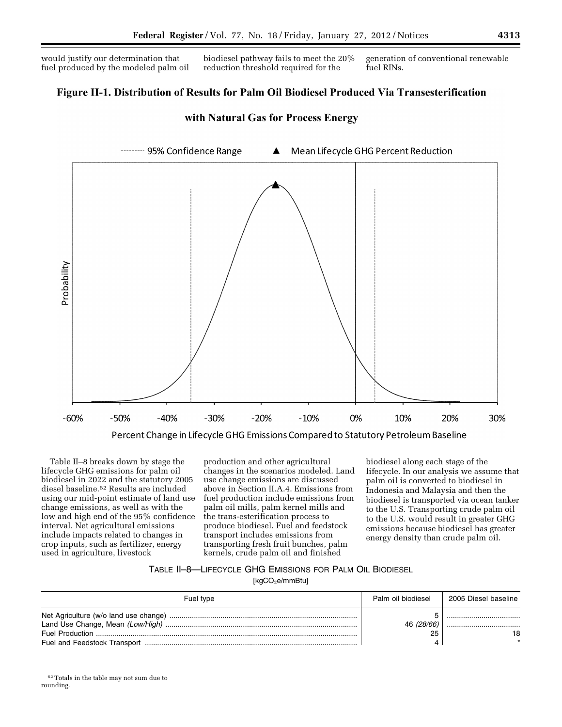would justify our determination that fuel produced by the modeled palm oil biodiesel pathway fails to meet the 20% reduction threshold required for the generation of conventional renewable fuel RINs.

**Figure II-1. Distribution of Results for Palm Oil Biodiesel Produced Via Transesterification with Natural Gas for Process Energy**

Table II–8 breaks down by stage the lifecycle GHG emissions for palm oil biodiesel in 2022 and the statutory 2005 diesel baseline.[62] Results are included using our mid-point estimate of land use change emissions, as well as with the low and high end of the 95% confidence interval. Net agricultural emissions include impacts related to changes in crop inputs, such as fertilizer, energy used in agriculture, livestock production and other agricultural changes in the scenarios modeled. Land use change emissions are discussed above in Section II.A.4. Emissions from fuel production include emissions from palm oil mills, palm kernel mills and the trans-esterification process to produce biodiesel. Fuel and feedstock transport includes emissions from transporting fresh fruit bunches, palm kernels, crude palm oil and finished biodiesel along each stage of the lifecycle. In our analysis we assume that palm oil is converted to biodiesel in Indonesia and Malaysia and then the biodiesel is transported via ocean tanker to the U.S. Transporting crude palm oil to the U.S. would result in greater GHG emissions because biodiesel has greater energy density than crude palm oil.

TABLE II–8—LIFECYCLE GHG EMISSIONS FOR PALM OIL BIODIESEL

[$kgCO_2e/mmBtu$]

| Fuel type | Palm oil biodiesel | 2005 Diesel baseline |
|---|---|---|
| Net Agriculture (w/o land use change) | 5 | |
| Land Use Change, Mean *(Low/High)* | 46 *(28/66)* | |
| Fuel Production | 25 | 18 |
| Fuel and Feedstock Transport | 4 | * |

[62] Totals in the table may not sum due to rounding.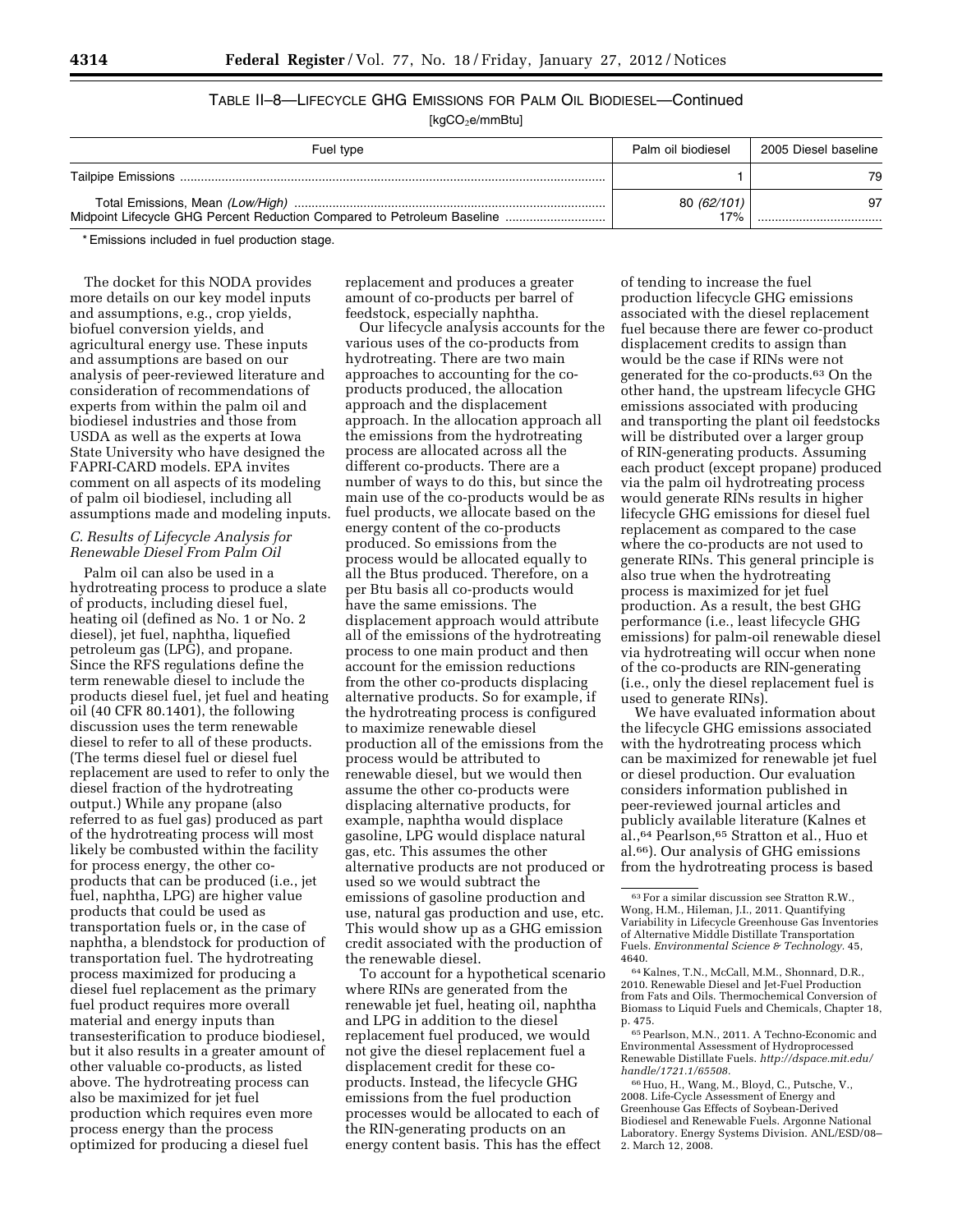TABLE II–8—LIFECYCLE GHG EMISSIONS FOR PALM OIL BIODIESEL—Continued

[$kgCO_2e/mmBtu$]

| Fuel type | Palm oil biodiesel | 2005 Diesel baseline |
| --- | --- | --- |
| Tailpipe Emissions | 1 | 79 |
| Total Emissions, Mean *(Low/High)* | 80 *(62/101)* | 97 |
| Midpoint Lifecycle GHG Percent Reduction Compared to Petroleum Baseline | 17% | |

* Emissions included in fuel production stage.

The docket for this NODA provides more details on our key model inputs and assumptions, e.g., crop yields, biofuel conversion yields, and agricultural energy use. These inputs and assumptions are based on our analysis of peer-reviewed literature and consideration of recommendations of experts from within the palm oil and biodiesel industries and those from USDA as well as the experts at Iowa State University who have designed the FAPRI-CARD models. EPA invites comment on all aspects of its modeling of palm oil biodiesel, including all assumptions made and modeling inputs.

### *C. Results of Lifecycle Analysis for Renewable Diesel From Palm Oil*

Palm oil can also be used in a hydrotreating process to produce a slate of products, including diesel fuel, heating oil (defined as No. 1 or No. 2 diesel), jet fuel, naphtha, liquefied petroleum gas (LPG), and propane. Since the RFS regulations define the term renewable diesel to include the products diesel fuel, jet fuel and heating oil (40 CFR 80.1401), the following discussion uses the term renewable diesel to refer to all of these products. (The terms diesel fuel or diesel fuel replacement are used to refer to only the diesel fraction of the hydrotreating output.) While any propane (also referred to as fuel gas) produced as part of the hydrotreating process will most likely be combusted within the facility for process energy, the other co-products that can be produced (i.e., jet fuel, naphtha, LPG) are higher value products that could be used as transportation fuels or, in the case of naphtha, a blendstock for production of transportation fuel. The hydrotreating process maximized for producing a diesel fuel replacement as the primary fuel product requires more overall material and energy inputs than transesterification to produce biodiesel, but it also results in a greater amount of other valuable co-products, as listed above. The hydrotreating process can also be maximized for jet fuel production which requires even more process energy than the process optimized for producing a diesel fuel replacement and produces a greater amount of co-products per barrel of feedstock, especially naphtha.

Our lifecycle analysis accounts for the various uses of the co-products from hydrotreating. There are two main approaches to accounting for the co-products produced, the allocation approach and the displacement approach. In the allocation approach all the emissions from the hydrotreating process are allocated across all the different co-products. There are a number of ways to do this, but since the main use of the co-products would be as fuel products, we allocate based on the energy content of the co-products produced. So emissions from the process would be allocated equally to all the Btus produced. Therefore, on a per Btu basis all co-products would have the same emissions. The displacement approach would attribute all of the emissions of the hydrotreating process to one main product and then account for the emission reductions from the other co-products displacing alternative products. So for example, if the hydrotreating process is configured to maximize renewable diesel production all of the emissions from the process would be attributed to renewable diesel, but we would then assume the other co-products were displacing alternative products, for example, naphtha would displace gasoline, LPG would displace natural gas, etc. This assumes the other alternative products are not produced or used so we would subtract the emissions of gasoline production and use, natural gas production and use, etc. This would show up as a GHG emission credit associated with the production of the renewable diesel.

To account for a hypothetical scenario where RINs are generated from the renewable jet fuel, heating oil, naphtha and LPG in addition to the diesel replacement fuel produced, we would not give the diesel replacement fuel a displacement credit for these co-products. Instead, the lifecycle GHG emissions from the fuel production processes would be allocated to each of the RIN-generating products on an energy content basis. This has the effect of tending to increase the fuel production lifecycle GHG emissions associated with the diesel replacement fuel because there are fewer co-product displacement credits to assign than would be the case if RINs were not generated for the co-products.[63] On the other hand, the upstream lifecycle GHG emissions associated with producing and transporting the plant oil feedstocks will be distributed over a larger group of RIN-generating products. Assuming each product (except propane) produced via the palm oil hydrotreating process would generate RINs results in higher lifecycle GHG emissions for diesel fuel replacement as compared to the case where the co-products are not used to generate RINs. This general principle is also true when the hydrotreating process is maximized for jet fuel production. As a result, the best GHG performance (i.e., least lifecycle GHG emissions) for palm-oil renewable diesel via hydrotreating will occur when none of the co-products are RIN-generating (i.e., only the diesel replacement fuel is used to generate RINs).

We have evaluated information about the lifecycle GHG emissions associated with the hydrotreating process which can be maximized for renewable jet fuel or diesel production. Our evaluation considers information published in peer-reviewed journal articles and publicly available literature (Kalnes et al.,[64] Pearlson,[65] Stratton et al., Huo et al.[66]). Our analysis of GHG emissions from the hydrotreating process is based

[63] For a similar discussion see Stratton R.W., Wong, H.M., Hileman, J.I., 2011. Quantifying Variability in Lifecycle Greenhouse Gas Inventories of Alternative Middle Distillate Transportation Fuels. *Environmental Science & Technology.* 45, 4640.

[64] Kalnes, T.N., McCall, M.M., Shonnard, D.R., 2010. Renewable Diesel and Jet-Fuel Production from Fats and Oils. Thermochemical Conversion of Biomass to Liquid Fuels and Chemicals, Chapter 18, p. 475.

[65] Pearlson, M.N., 2011. A Techno-Economic and Environmental Assessment of Hydroprocessed Renewable Distillate Fuels. *http://dspace.mit.edu/handle/1721.1/65508.*

[66] Huo, H., Wang, M., Bloyd, C., Putsche, V., 2008. Life-Cycle Assessment of Energy and Greenhouse Gas Effects of Soybean-Derived Biodiesel and Renewable Fuels. Argonne National Laboratory. Energy Systems Division. ANL/ESD/08–2. March 12, 2008.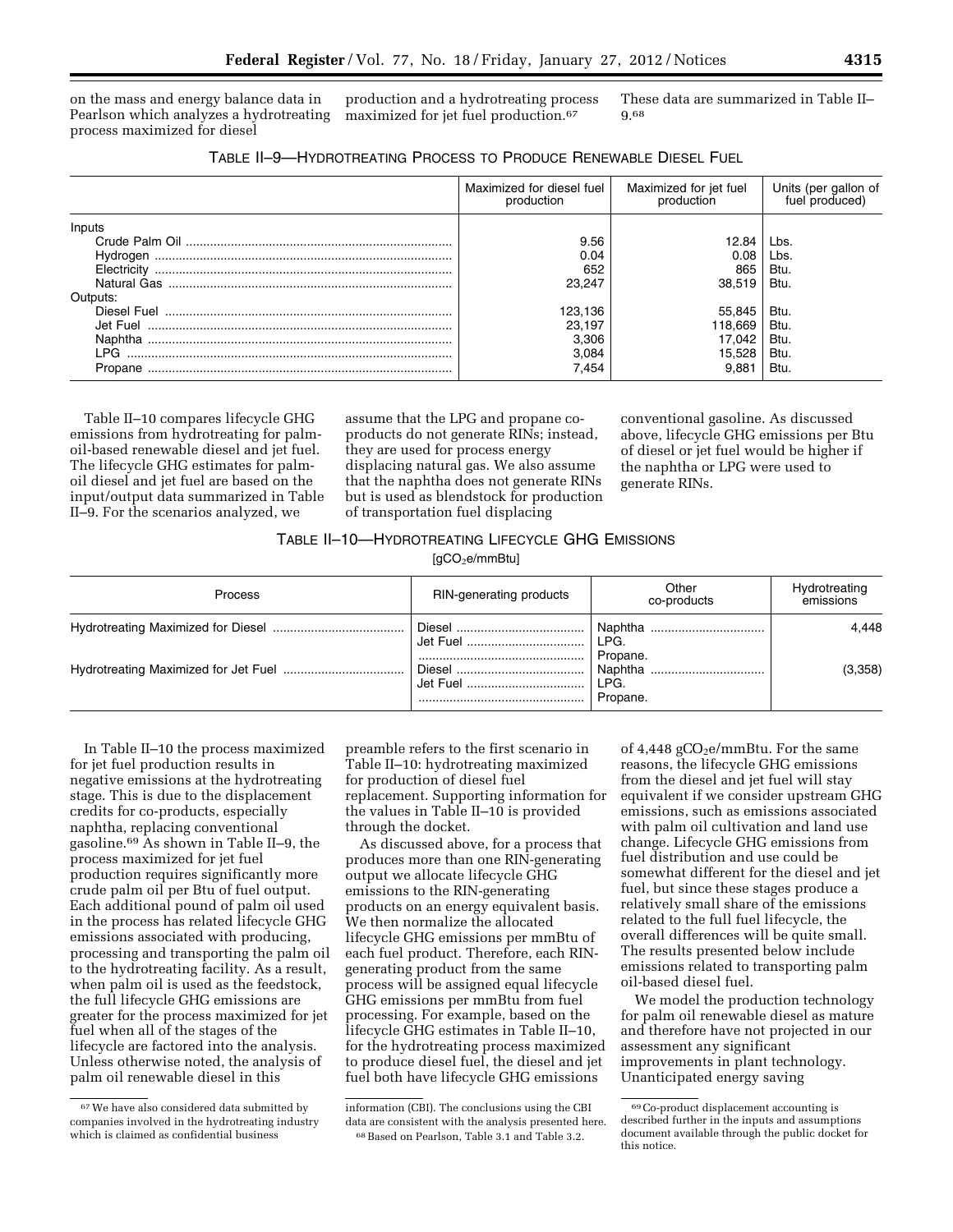on the mass and energy balance data in Pearlson which analyzes a hydrotreating process maximized for diesel production and a hydrotreating process maximized for jet fuel production.[67] These data are summarized in Table II–9.[68]

TABLE II–9—HYDROTREATING PROCESS TO PRODUCE RENEWABLE DIESEL FUEL

| | Maximized for diesel fuel production | Maximized for jet fuel production | Units (per gallon of fuel produced) |
|---|---|---|---|
| Inputs | | | |
| Crude Palm Oil | 9.56 | 12.84 | Lbs. |
| Hydrogen | 0.04 | 0.08 | Lbs. |
| Electricity | 652 | 865 | Btu. |
| Natural Gas | 23,247 | 38,519 | Btu. |
| Outputs: | | | |
| Diesel Fuel | 123,136 | 55,845 | Btu. |
| Jet Fuel | 23,197 | 118,669 | Btu. |
| Naphtha | 3,306 | 17,042 | Btu. |
| LPG | 3,084 | 15,528 | Btu. |
| Propane | 7,454 | 9,881 | Btu. |

Table II–10 compares lifecycle GHG emissions from hydrotreating for palm-oil-based renewable diesel and jet fuel. The lifecycle GHG estimates for palm-oil diesel and jet fuel are based on the input/output data summarized in Table II–9. For the scenarios analyzed, we assume that the LPG and propane co-products do not generate RINs; instead, they are used for process energy displacing natural gas. We also assume that the naphtha does not generate RINs but is used as blendstock for production of transportation fuel displacing conventional gasoline. As discussed above, lifecycle GHG emissions per Btu of diesel or jet fuel would be higher if the naphtha or LPG were used to generate RINs.

TABLE II–10—HYDROTREATING LIFECYCLE GHG EMISSIONS

[$gCO_2e/mmBtu$]

| Process | RIN-generating products | Other co-products | Hydrotreating emissions |
|---|---|---|---|
| Hydrotreating Maximized for Diesel | Diesel<br>Jet Fuel | Naphtha<br>LPG.<br>Propane. | 4,448 |
| Hydrotreating Maximized for Jet Fuel | Diesel<br>Jet Fuel | Naphtha<br>LPG.<br>Propane. | (3,358) |

In Table II–10 the process maximized for jet fuel production results in negative emissions at the hydrotreating stage. This is due to the displacement credits for co-products, especially naphtha, replacing conventional gasoline.[69] As shown in Table II–9, the process maximized for jet fuel production requires significantly more crude palm oil per Btu of fuel output. Each additional pound of palm oil used in the process has related lifecycle GHG emissions associated with producing, processing and transporting the palm oil to the hydrotreating facility. As a result, when palm oil is used as the feedstock, the full lifecycle GHG emissions are greater for the process maximized for jet fuel when all of the stages of the lifecycle are factored into the analysis. Unless otherwise noted, the analysis of palm oil renewable diesel in this preamble refers to the first scenario in Table II–10: hydrotreating maximized for production of diesel fuel replacement. Supporting information for the values in Table II–10 is provided through the docket.

As discussed above, for a process that produces more than one RIN-generating output we allocate lifecycle GHG emissions to the RIN-generating products on an energy equivalent basis. We then normalize the allocated lifecycle GHG emissions per mmBtu of each fuel product. Therefore, each RIN-generating product from the same process will be assigned equal lifecycle GHG emissions per mmBtu from fuel processing. For example, based on the lifecycle GHG estimates in Table II–10, for the hydrotreating process maximized to produce diesel fuel, the diesel and jet fuel both have lifecycle GHG emissions of 4,448 $gCO_2e/mmBtu$. For the same reasons, the lifecycle GHG emissions from the diesel and jet fuel will stay equivalent if we consider upstream GHG emissions, such as emissions associated with palm oil cultivation and land use change. Lifecycle GHG emissions from fuel distribution and use could be somewhat different for the diesel and jet fuel, but since these stages produce a relatively small share of the emissions related to the full fuel lifecycle, the overall differences will be quite small. The results presented below include emissions related to transporting palm oil-based diesel fuel.

We model the production technology for palm oil renewable diesel as mature and therefore have not projected in our assessment any significant improvements in plant technology. Unanticipated energy saving

[67] We have also considered data submitted by companies involved in the hydrotreating industry which is claimed as confidential business information (CBI). The conclusions using the CBI data are consistent with the analysis presented here.

[68] Based on Pearlson, Table 3.1 and Table 3.2.

[69] Co-product displacement accounting is described further in the inputs and assumptions document available through the public docket for this notice.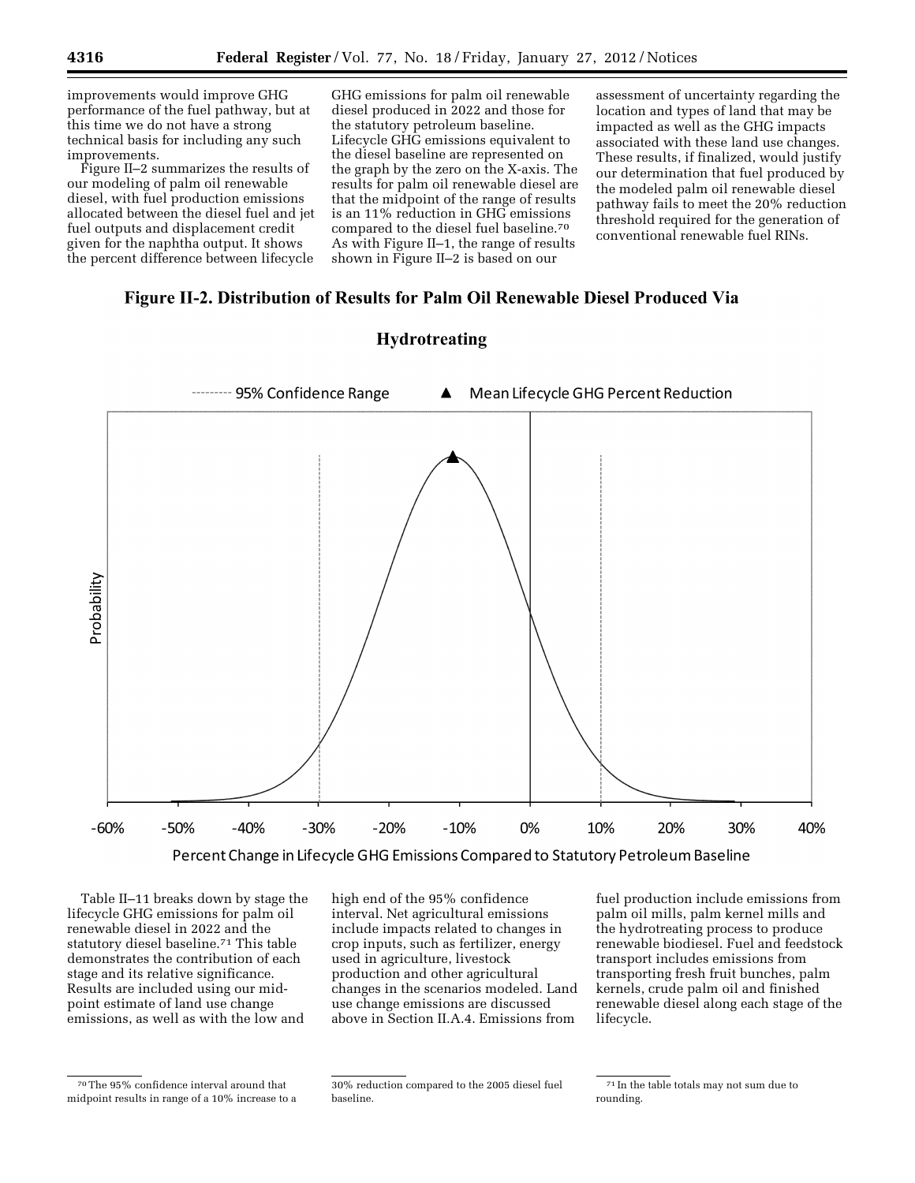improvements would improve GHG performance of the fuel pathway, but at this time we do not have a strong technical basis for including any such improvements.

Figure II–2 summarizes the results of our modeling of palm oil renewable diesel, with fuel production emissions allocated between the diesel fuel and jet fuel outputs and displacement credit given for the naphtha output. It shows the percent difference between lifecycle GHG emissions for palm oil renewable diesel produced in 2022 and those for the statutory petroleum baseline. Lifecycle GHG emissions equivalent to the diesel baseline are represented on the graph by the zero on the X-axis. The results for palm oil renewable diesel are that the midpoint of the range of results is an 11% reduction in GHG emissions compared to the diesel fuel baseline.[70] As with Figure II–1, the range of results shown in Figure II–2 is based on our assessment of uncertainty regarding the location and types of land that may be impacted as well as the GHG impacts associated with these land use changes. These results, if finalized, would justify our determination that fuel produced by the modeled palm oil renewable diesel pathway fails to meet the 20% reduction threshold required for the generation of conventional renewable fuel RINs.

**Figure II-2. Distribution of Results for Palm Oil Renewable Diesel Produced Via Hydrotreating**

Table II–11 breaks down by stage the lifecycle GHG emissions for palm oil renewable diesel in 2022 and the statutory diesel baseline.[71] This table demonstrates the contribution of each stage and its relative significance. Results are included using our mid-point estimate of land use change emissions, as well as with the low and high end of the 95% confidence interval. Net agricultural emissions include impacts related to changes in crop inputs, such as fertilizer, energy used in agriculture, livestock production and other agricultural changes in the scenarios modeled. Land use change emissions are discussed above in Section II.A.4. Emissions from fuel production include emissions from palm oil mills, palm kernel mills and the hydrotreating process to produce renewable biodiesel. Fuel and feedstock transport includes emissions from transporting fresh fruit bunches, palm kernels, crude palm oil and finished renewable diesel along each stage of the lifecycle.

---

[70] The 95% confidence interval around that midpoint results in range of a 10% increase to a 30% reduction compared to the 2005 diesel fuel baseline.

[71] In the table totals may not sum due to rounding.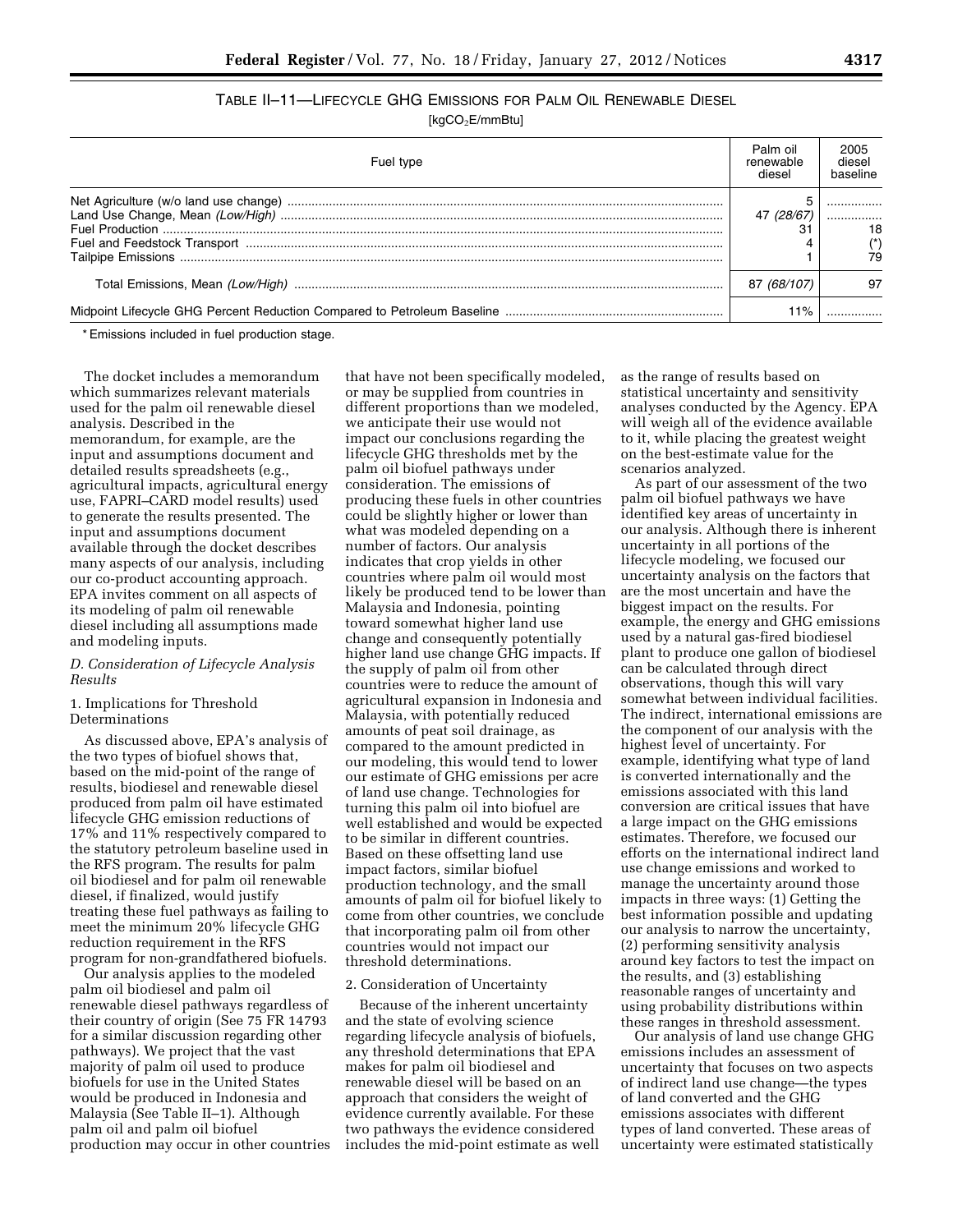## TABLE II–11—LIFECYCLE GHG EMISSIONS FOR PALM OIL RENEWABLE DIESEL

[kg$CO_2$E/mmBtu]

| Fuel type | Palm oil renewable diesel | 2005 diesel baseline |
|---|---|---|
| Net Agriculture (w/o land use change) | 5 | |
| Land Use Change, Mean *(Low/High)* | 47 *(28/67)* | |
| Fuel Production | 31 | 18 |
| Fuel and Feedstock Transport | 4 | (*) |
| Tailpipe Emissions | 1 | 79 |
| Total Emissions, Mean *(Low/High)* | 87 *(68/107)* | 97 |
| Midpoint Lifecycle GHG Percent Reduction Compared to Petroleum Baseline | 11% | |

* Emissions included in fuel production stage.

The docket includes a memorandum which summarizes relevant materials used for the palm oil renewable diesel analysis. Described in the memorandum, for example, are the input and assumptions document and detailed results spreadsheets (e.g., agricultural impacts, agricultural energy use, FAPRI–CARD model results) used to generate the results presented. The input and assumptions document available through the docket describes many aspects of our analysis, including our co-product accounting approach. EPA invites comment on all aspects of its modeling of palm oil renewable diesel including all assumptions made and modeling inputs.

### D. Consideration of Lifecycle Analysis Results

#### 1. Implications for Threshold Determinations

As discussed above, EPA's analysis of the two types of biofuel shows that, based on the mid-point of the range of results, biodiesel and renewable diesel produced from palm oil have estimated lifecycle GHG emission reductions of 17% and 11% respectively compared to the statutory petroleum baseline used in the RFS program. The results for palm oil biodiesel and for palm oil renewable diesel, if finalized, would justify treating these fuel pathways as failing to meet the minimum 20% lifecycle GHG reduction requirement in the RFS program for non-grandfathered biofuels.

Our analysis applies to the modeled palm oil biodiesel and palm oil renewable diesel pathways regardless of their country of origin (See 75 FR 14793 for a similar discussion regarding other pathways). We project that the vast majority of palm oil used to produce biofuels for use in the United States would be produced in Indonesia and Malaysia (See Table II–1). Although palm oil and palm oil biofuel production may occur in other countries that have not been specifically modeled, or may be supplied from countries in different proportions than we modeled, we anticipate their use would not impact our conclusions regarding the lifecycle GHG thresholds met by the palm oil biofuel pathways under consideration. The emissions of producing these fuels in other countries could be slightly higher or lower than what was modeled depending on a number of factors. Our analysis indicates that crop yields in other countries where palm oil would most likely be produced tend to be lower than Malaysia and Indonesia, pointing toward somewhat higher land use change and consequently potentially higher land use change GHG impacts. If the supply of palm oil from other countries were to reduce the amount of agricultural expansion in Indonesia and Malaysia, with potentially reduced amounts of peat soil drainage, as compared to the amount predicted in our modeling, this would tend to lower our estimate of GHG emissions per acre of land use change. Technologies for turning this palm oil into biofuel are well established and would be expected to be similar in different countries. Based on these offsetting land use impact factors, similar biofuel production technology, and the small amounts of palm oil for biofuel likely to come from other countries, we conclude that incorporating palm oil from other countries would not impact our threshold determinations.

#### 2. Consideration of Uncertainty

Because of the inherent uncertainty and the state of evolving science regarding lifecycle analysis of biofuels, any threshold determinations that EPA makes for palm oil biodiesel and renewable diesel will be based on an approach that considers the weight of evidence currently available. For these two pathways the evidence considered includes the mid-point estimate as well as the range of results based on statistical uncertainty and sensitivity analyses conducted by the Agency. EPA will weigh all of the evidence available to it, while placing the greatest weight on the best-estimate value for the scenarios analyzed.

As part of our assessment of the two palm oil biofuel pathways we have identified key areas of uncertainty in our analysis. Although there is inherent uncertainty in all portions of the lifecycle modeling, we focused our uncertainty analysis on the factors that are the most uncertain and have the biggest impact on the results. For example, the energy and GHG emissions used by a natural gas-fired biodiesel plant to produce one gallon of biodiesel can be calculated through direct observations, though this will vary somewhat between individual facilities. The indirect, international emissions are the component of our analysis with the highest level of uncertainty. For example, identifying what type of land is converted internationally and the emissions associated with this land conversion are critical issues that have a large impact on the GHG emissions estimates. Therefore, we focused our efforts on the international indirect land use change emissions and worked to manage the uncertainty around those impacts in three ways: (1) Getting the best information possible and updating our analysis to narrow the uncertainty, (2) performing sensitivity analysis around key factors to test the impact on the results, and (3) establishing reasonable ranges of uncertainty and using probability distributions within these ranges in threshold assessment.

Our analysis of land use change GHG emissions includes an assessment of uncertainty that focuses on two aspects of indirect land use change—the types of land converted and the GHG emissions associates with different types of land converted. These areas of uncertainty were estimated statistically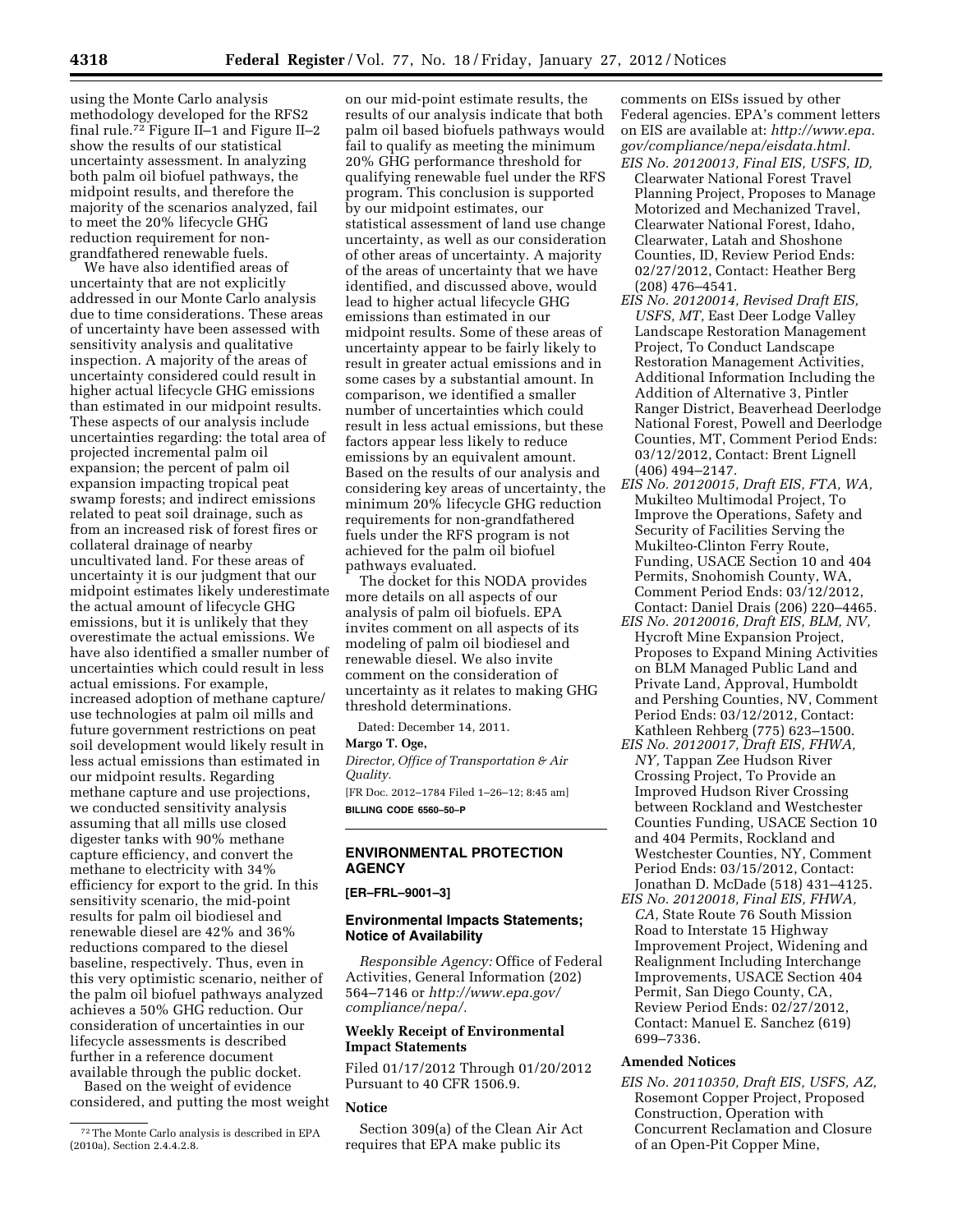using the Monte Carlo analysis methodology developed for the RFS2 final rule.[72] Figure II–1 and Figure II–2 show the results of our statistical uncertainty assessment. In analyzing both palm oil biofuel pathways, the midpoint results, and therefore the majority of the scenarios analyzed, fail to meet the 20% lifecycle GHG reduction requirement for non-grandfathered renewable fuels.

We have also identified areas of uncertainty that are not explicitly addressed in our Monte Carlo analysis due to time considerations. These areas of uncertainty have been assessed with sensitivity analysis and qualitative inspection. A majority of the areas of uncertainty considered could result in higher actual lifecycle GHG emissions than estimated in our midpoint results. These aspects of our analysis include uncertainties regarding: the total area of projected incremental palm oil expansion; the percent of palm oil expansion impacting tropical peat swamp forests; and indirect emissions related to peat soil drainage, such as from an increased risk of forest fires or collateral drainage of nearby uncultivated land. For these areas of uncertainty it is our judgment that our midpoint estimates likely underestimate the actual amount of lifecycle GHG emissions, but it is unlikely that they overestimate the actual emissions. We have also identified a smaller number of uncertainties which could result in less actual emissions. For example, increased adoption of methane capture/use technologies at palm oil mills and future government restrictions on peat soil development would likely result in less actual emissions than estimated in our midpoint results. Regarding methane capture and use projections, we conducted sensitivity analysis assuming that all mills use closed digester tanks with 90% methane capture efficiency, and convert the methane to electricity with 34% efficiency for export to the grid. In this sensitivity scenario, the mid-point results for palm oil biodiesel and renewable diesel are 42% and 36% reductions compared to the diesel baseline, respectively. Thus, even in this very optimistic scenario, neither of the palm oil biofuel pathways analyzed achieves a 50% GHG reduction. Our consideration of uncertainties in our lifecycle assessments is described further in a reference document available through the public docket.

Based on the weight of evidence considered, and putting the most weight on our mid-point estimate results, the results of our analysis indicate that both palm oil based biofuels pathways would fail to qualify as meeting the minimum 20% GHG performance threshold for qualifying renewable fuel under the RFS program. This conclusion is supported by our midpoint estimates, our statistical assessment of land use change uncertainty, as well as our consideration of other areas of uncertainty. A majority of the areas of uncertainty that we have identified, and discussed above, would lead to higher actual lifecycle GHG emissions than estimated in our midpoint results. Some of these areas of uncertainty appear to be fairly likely to result in greater actual emissions and in some cases by a substantial amount. In comparison, we identified a smaller number of uncertainties which could result in less actual emissions, but these factors appear less likely to reduce emissions by an equivalent amount. Based on the results of our analysis and considering key areas of uncertainty, the minimum 20% lifecycle GHG reduction requirements for non-grandfathered fuels under the RFS program is not achieved for the palm oil biofuel pathways evaluated.

The docket for this NODA provides more details on all aspects of our analysis of palm oil biofuels. EPA invites comment on all aspects of its modeling of palm oil biodiesel and renewable diesel. We also invite comment on the consideration of uncertainty as it relates to making GHG threshold determinations.

Dated: December 14, 2011.

**Margo T. Oge,**

*Director, Office of Transportation & Air Quality.*

[FR Doc. 2012–1784 Filed 1–26–12; 8:45 am]

**BILLING CODE 6560–50–P**

[72] The Monte Carlo analysis is described in EPA (2010a), Section 2.4.4.2.8.

---

## ENVIRONMENTAL PROTECTION AGENCY

**[ER–FRL–9001–3]**

### Environmental Impacts Statements; Notice of Availability

*Responsible Agency:* Office of Federal Activities, General Information (202) 564–7146 or *http://www.epa.gov/compliance/nepa/.*

#### Weekly Receipt of Environmental Impact Statements

Filed 01/17/2012 Through 01/20/2012 Pursuant to 40 CFR 1506.9.

#### Notice

Section 309(a) of the Clean Air Act requires that EPA make public its comments on EISs issued by other Federal agencies. EPA's comment letters on EIS are available at: *http://www.epa.gov/compliance/nepa/eisdata.html.*

*EIS No. 20120013, Final EIS, USFS, ID,* Clearwater National Forest Travel Planning Project, Proposes to Manage Motorized and Mechanized Travel, Clearwater National Forest, Idaho, Clearwater, Latah and Shoshone Counties, ID, Review Period Ends: 02/27/2012, Contact: Heather Berg (208) 476–4541.

*EIS No. 20120014, Revised Draft EIS, USFS, MT,* East Deer Lodge Valley Landscape Restoration Management Project, To Conduct Landscape Restoration Management Activities, Additional Information Including the Addition of Alternative 3, Pintler Ranger District, Beaverhead Deerlodge National Forest, Powell and Deerlodge Counties, MT, Comment Period Ends: 03/12/2012, Contact: Brent Lignell (406) 494–2147.

*EIS No. 20120015, Draft EIS, FTA, WA,* Mukilteo Multimodal Project, To Improve the Operations, Safety and Security of Facilities Serving the Mukilteo-Clinton Ferry Route, Funding, USACE Section 10 and 404 Permits, Snohomish County, WA, Comment Period Ends: 03/12/2012, Contact: Daniel Drais (206) 220–4465.

*EIS No. 20120016, Draft EIS, BLM, NV,* Hycroft Mine Expansion Project, Proposes to Expand Mining Activities on BLM Managed Public Land and Private Land, Approval, Humboldt and Pershing Counties, NV, Comment Period Ends: 03/12/2012, Contact: Kathleen Rehberg (775) 623–1500.

*EIS No. 20120017, Draft EIS, FHWA, NY,* Tappan Zee Hudson River Crossing Project, To Provide an Improved Hudson River Crossing between Rockland and Westchester Counties Funding, USACE Section 10 and 404 Permits, Rockland and Westchester Counties, NY, Comment Period Ends: 03/15/2012, Contact: Jonathan D. McDade (518) 431–4125.

*EIS No. 20120018, Final EIS, FHWA, CA,* State Route 76 South Mission Road to Interstate 15 Highway Improvement Project, Widening and Realignment Including Interchange Improvements, USACE Section 404 Permit, San Diego County, CA, Review Period Ends: 02/27/2012, Contact: Manuel E. Sanchez (619) 699–7336.

#### Amended Notices

*EIS No. 20110350, Draft EIS, USFS, AZ,* Rosemont Copper Project, Proposed Construction, Operation with Concurrent Reclamation and Closure of an Open-Pit Copper Mine,